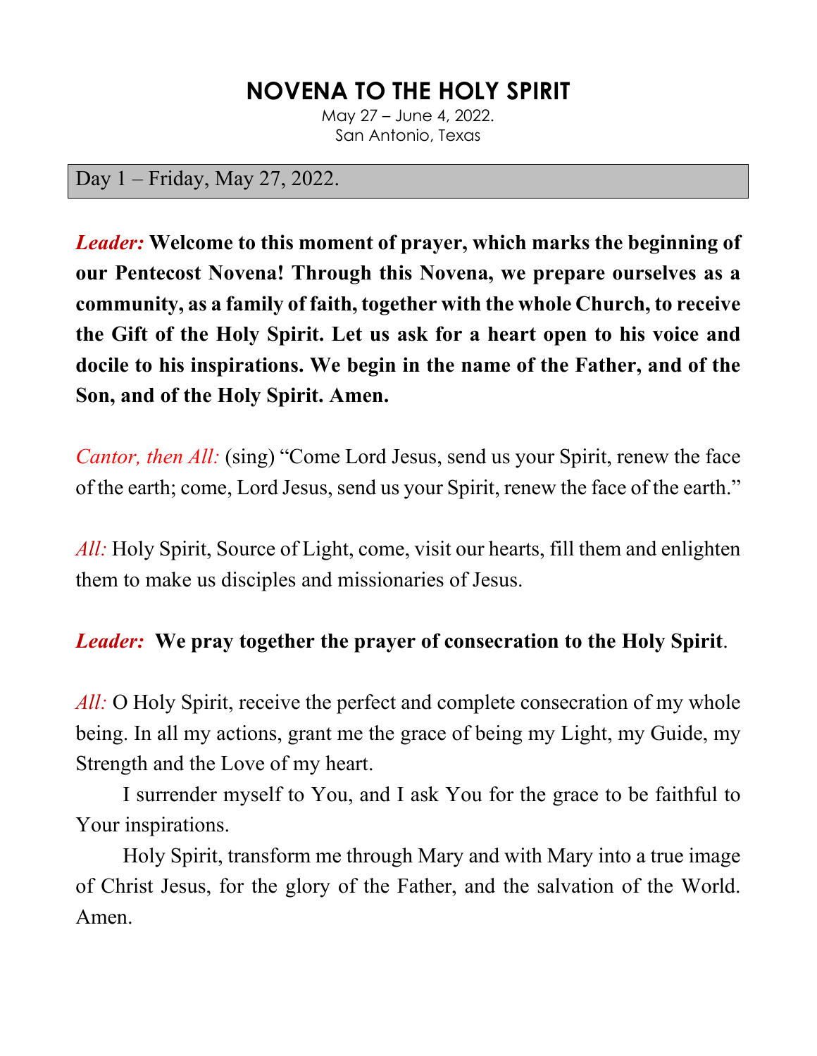# NOVENA TO THE HOLY SPIRIT

May 27 – June 4, 2022.
San Antonio, Texas

## Day 1 – Friday, May 27, 2022.

*Leader:* **Welcome to this moment of prayer, which marks the beginning of our Pentecost Novena! Through this Novena, we prepare ourselves as a community, as a family of faith, together with the whole Church, to receive the Gift of the Holy Spirit. Let us ask for a heart open to his voice and docile to his inspirations. We begin in the name of the Father, and of the Son, and of the Holy Spirit. Amen.**

*Cantor, then All:* (sing) "Come Lord Jesus, send us your Spirit, renew the face of the earth; come, Lord Jesus, send us your Spirit, renew the face of the earth."

*All:* Holy Spirit, Source of Light, come, visit our hearts, fill them and enlighten them to make us disciples and missionaries of Jesus.

*Leader:* **We pray together the prayer of consecration to the Holy Spirit**.

*All:* O Holy Spirit, receive the perfect and complete consecration of my whole being. In all my actions, grant me the grace of being my Light, my Guide, my Strength and the Love of my heart.

I surrender myself to You, and I ask You for the grace to be faithful to Your inspirations.

Holy Spirit, transform me through Mary and with Mary into a true image of Christ Jesus, for the glory of the Father, and the salvation of the World. Amen.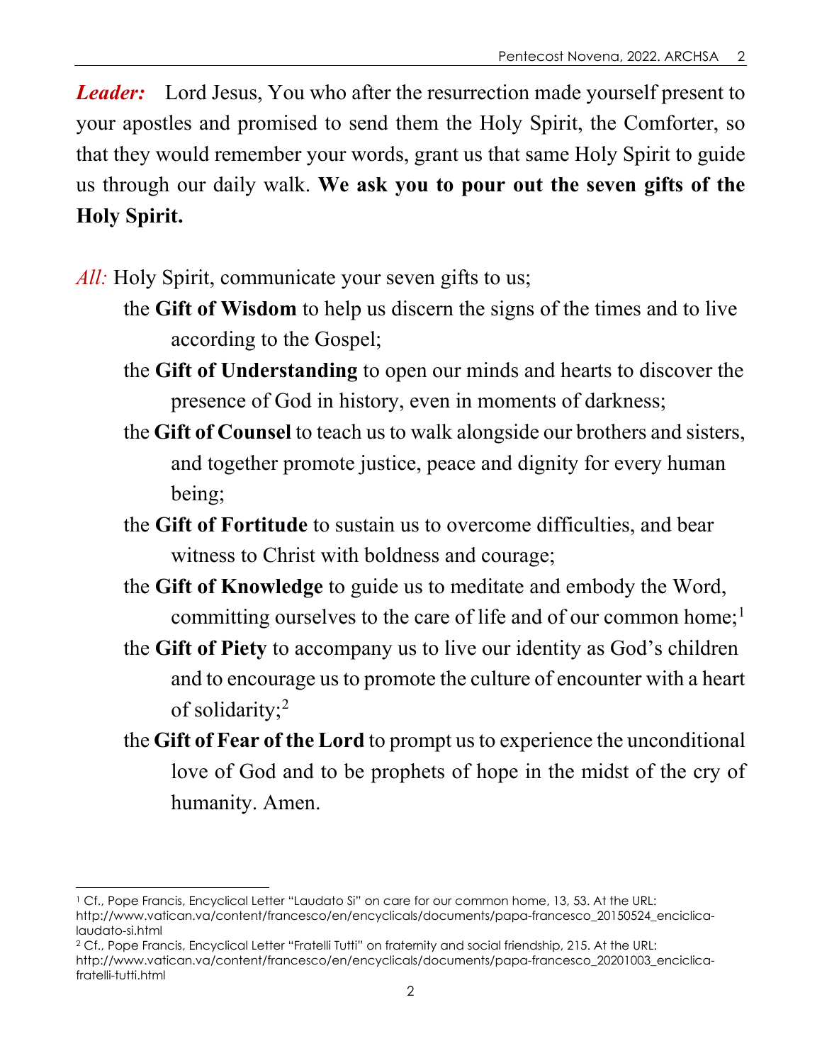***Leader:*** Lord Jesus, You who after the resurrection made yourself present to your apostles and promised to send them the Holy Spirit, the Comforter, so that they would remember your words, grant us that same Holy Spirit to guide us through our daily walk. **We ask you to pour out the seven gifts of the Holy Spirit.**

*All:* Holy Spirit, communicate your seven gifts to us;

- the **Gift of Wisdom** to help us discern the signs of the times and to live according to the Gospel;
- the **Gift of Understanding** to open our minds and hearts to discover the presence of God in history, even in moments of darkness;
- the **Gift of Counsel** to teach us to walk alongside our brothers and sisters, and together promote justice, peace and dignity for every human being;
- the **Gift of Fortitude** to sustain us to overcome difficulties, and bear witness to Christ with boldness and courage;
- the **Gift of Knowledge** to guide us to meditate and embody the Word, committing ourselves to the care of life and of our common home;[1]
- the **Gift of Piety** to accompany us to live our identity as God's children and to encourage us to promote the culture of encounter with a heart of solidarity;[2]
- the **Gift of Fear of the Lord** to prompt us to experience the unconditional love of God and to be prophets of hope in the midst of the cry of humanity. Amen.

---

[1] Cf., Pope Francis, Encyclical Letter "Laudato Si" on care for our common home, 13, 53. At the URL: http://www.vatican.va/content/francesco/en/encyclicals/documents/papa-francesco_20150524_enciclica-laudato-si.html

[2] Cf., Pope Francis, Encyclical Letter "Fratelli Tutti" on fraternity and social friendship, 215. At the URL: http://www.vatican.va/content/francesco/en/encyclicals/documents/papa-francesco_20201003_enciclica-fratelli-tutti.html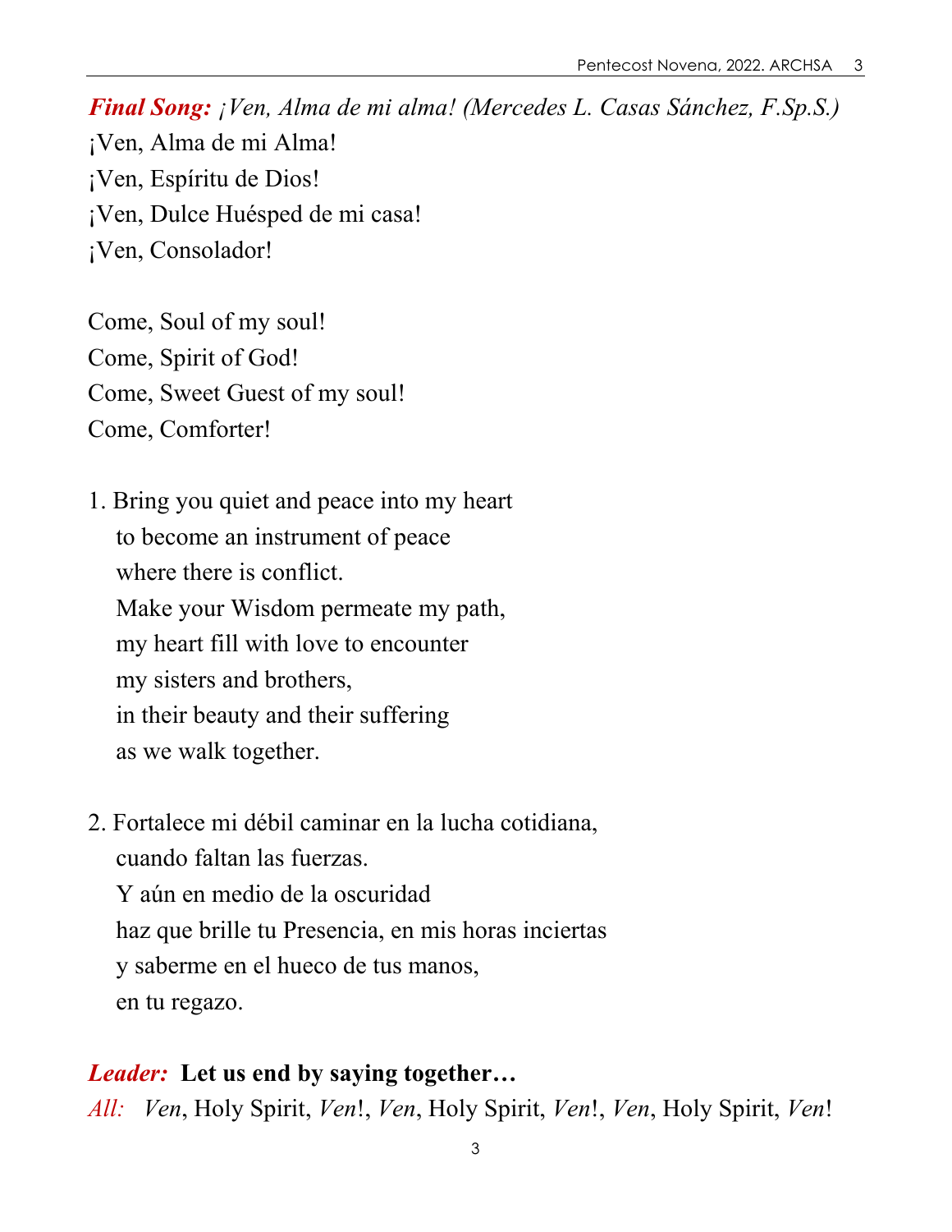***Final Song:*** *¡Ven, Alma de mi alma! (Mercedes L. Casas Sánchez, F.Sp.S.)*

¡Ven, Alma de mi Alma!
¡Ven, Espíritu de Dios!
¡Ven, Dulce Huésped de mi casa!
¡Ven, Consolador!

Come, Soul of my soul!
Come, Spirit of God!
Come, Sweet Guest of my soul!
Come, Comforter!

1. Bring you quiet and peace into my heart
   to become an instrument of peace
   where there is conflict.
   Make your Wisdom permeate my path,
   my heart fill with love to encounter
   my sisters and brothers,
   in their beauty and their suffering
   as we walk together.

2. Fortalece mi débil caminar en la lucha cotidiana,
   cuando faltan las fuerzas.
   Y aún en medio de la oscuridad
   haz que brille tu Presencia, en mis horas inciertas
   y saberme en el hueco de tus manos,
   en tu regazo.

***Leader:*** **Let us end by saying together…**

*All:* *Ven*, Holy Spirit, *Ven*!, *Ven*, Holy Spirit, *Ven*!, *Ven*, Holy Spirit, *Ven*!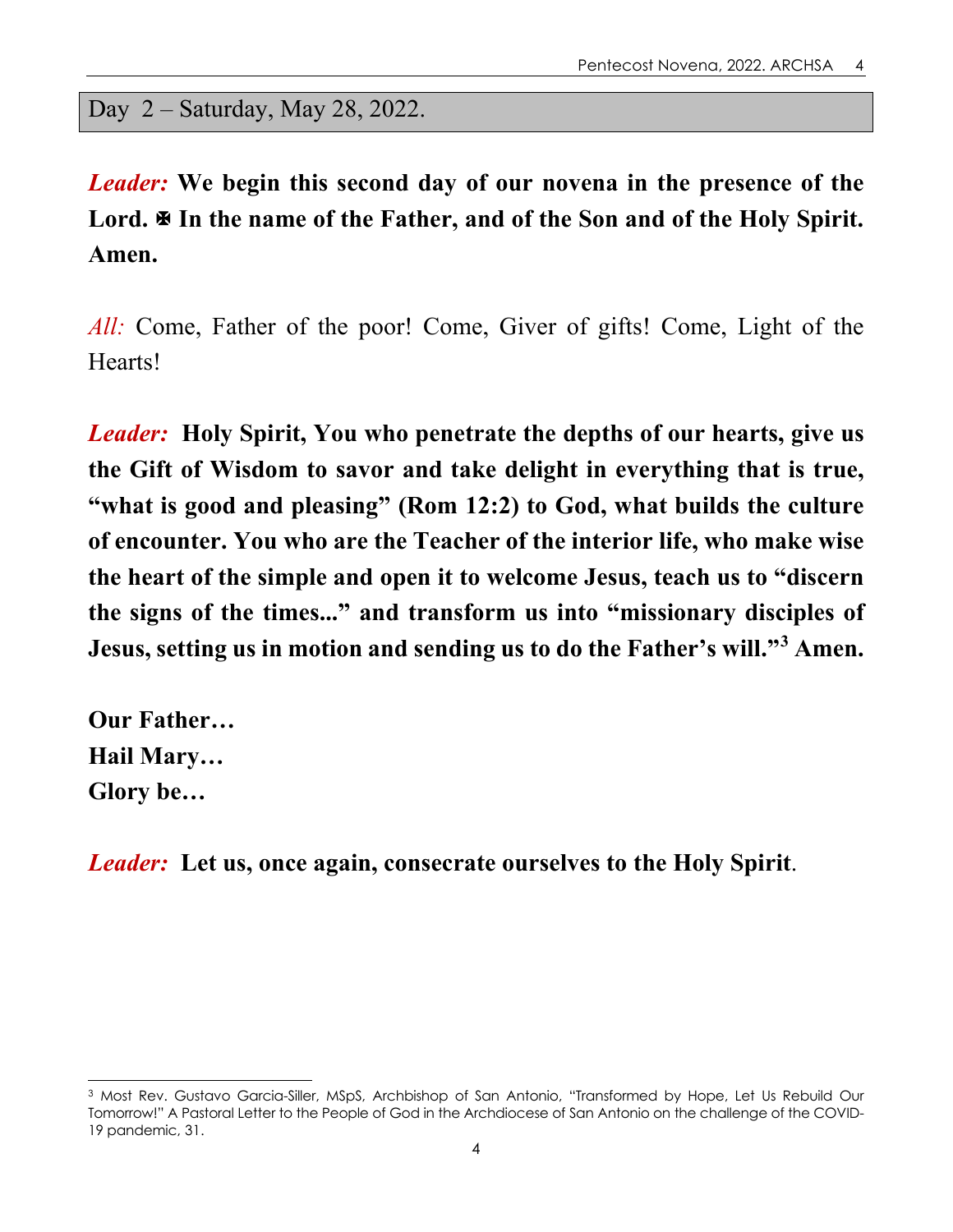## Day 2 – Saturday, May 28, 2022.

***Leader:*** **We begin this second day of our novena in the presence of the Lord. ✠ In the name of the Father, and of the Son and of the Holy Spirit. Amen.**

*All:* Come, Father of the poor! Come, Giver of gifts! Come, Light of the Hearts!

***Leader:*** **Holy Spirit, You who penetrate the depths of our hearts, give us the Gift of Wisdom to savor and take delight in everything that is true, "what is good and pleasing" (Rom 12:2) to God, what builds the culture of encounter. You who are the Teacher of the interior life, who make wise the heart of the simple and open it to welcome Jesus, teach us to "discern the signs of the times..." and transform us into "missionary disciples of Jesus, setting us in motion and sending us to do the Father's will."[3] Amen.**

**Our Father…**
**Hail Mary…**
**Glory be…**

***Leader:*** **Let us, once again, consecrate ourselves to the Holy Spirit**.

---

[3] Most Rev. Gustavo Garcia-Siller, MSpS, Archbishop of San Antonio, "Transformed by Hope, Let Us Rebuild Our Tomorrow!" A Pastoral Letter to the People of God in the Archdiocese of San Antonio on the challenge of the COVID-19 pandemic, 31.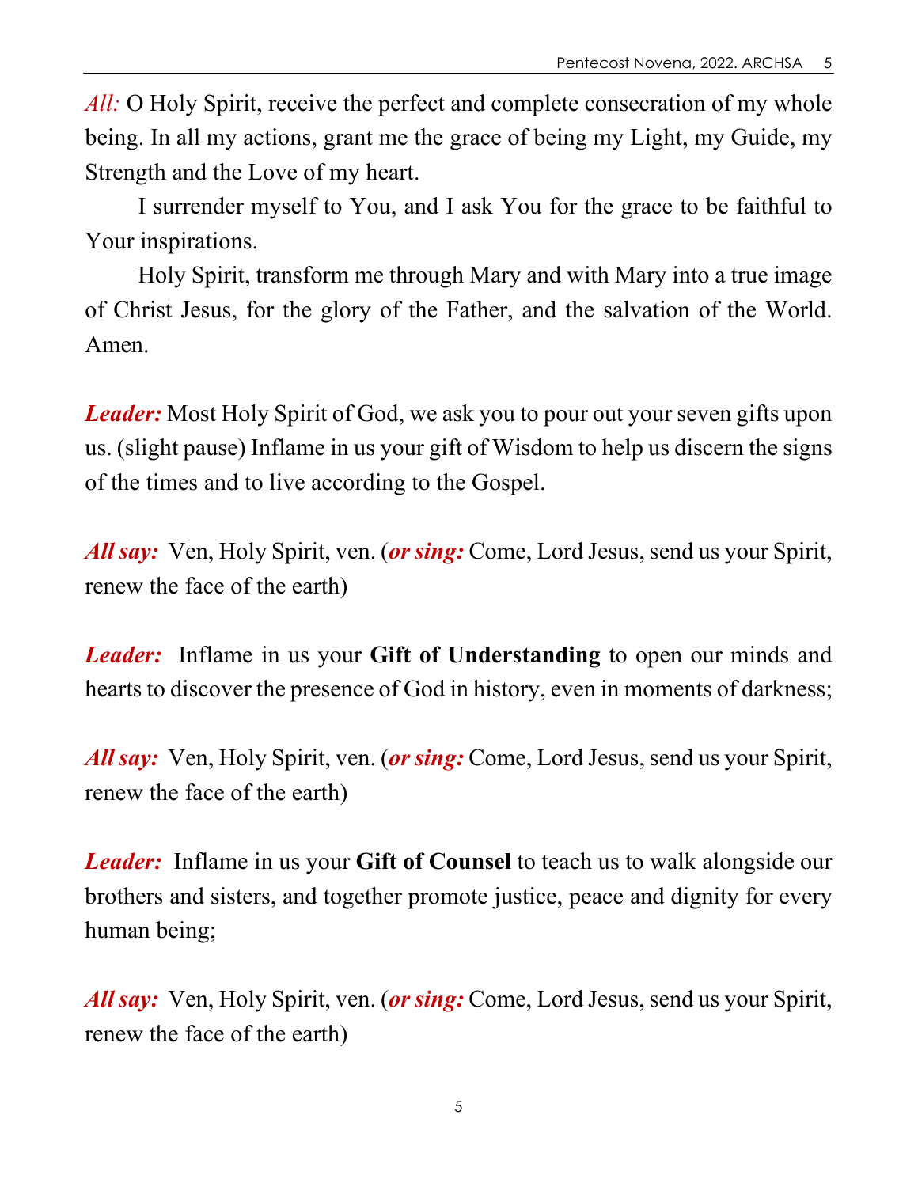*All:* O Holy Spirit, receive the perfect and complete consecration of my whole being. In all my actions, grant me the grace of being my Light, my Guide, my Strength and the Love of my heart.

I surrender myself to You, and I ask You for the grace to be faithful to Your inspirations.

Holy Spirit, transform me through Mary and with Mary into a true image of Christ Jesus, for the glory of the Father, and the salvation of the World. Amen.

***Leader:*** Most Holy Spirit of God, we ask you to pour out your seven gifts upon us. (slight pause) Inflame in us your gift of Wisdom to help us discern the signs of the times and to live according to the Gospel.

***All say:*** Ven, Holy Spirit, ven. (***or sing:*** Come, Lord Jesus, send us your Spirit, renew the face of the earth)

***Leader:*** Inflame in us your **Gift of Understanding** to open our minds and hearts to discover the presence of God in history, even in moments of darkness;

***All say:*** Ven, Holy Spirit, ven. (***or sing:*** Come, Lord Jesus, send us your Spirit, renew the face of the earth)

***Leader:*** Inflame in us your **Gift of Counsel** to teach us to walk alongside our brothers and sisters, and together promote justice, peace and dignity for every human being;

***All say:*** Ven, Holy Spirit, ven. (***or sing:*** Come, Lord Jesus, send us your Spirit, renew the face of the earth)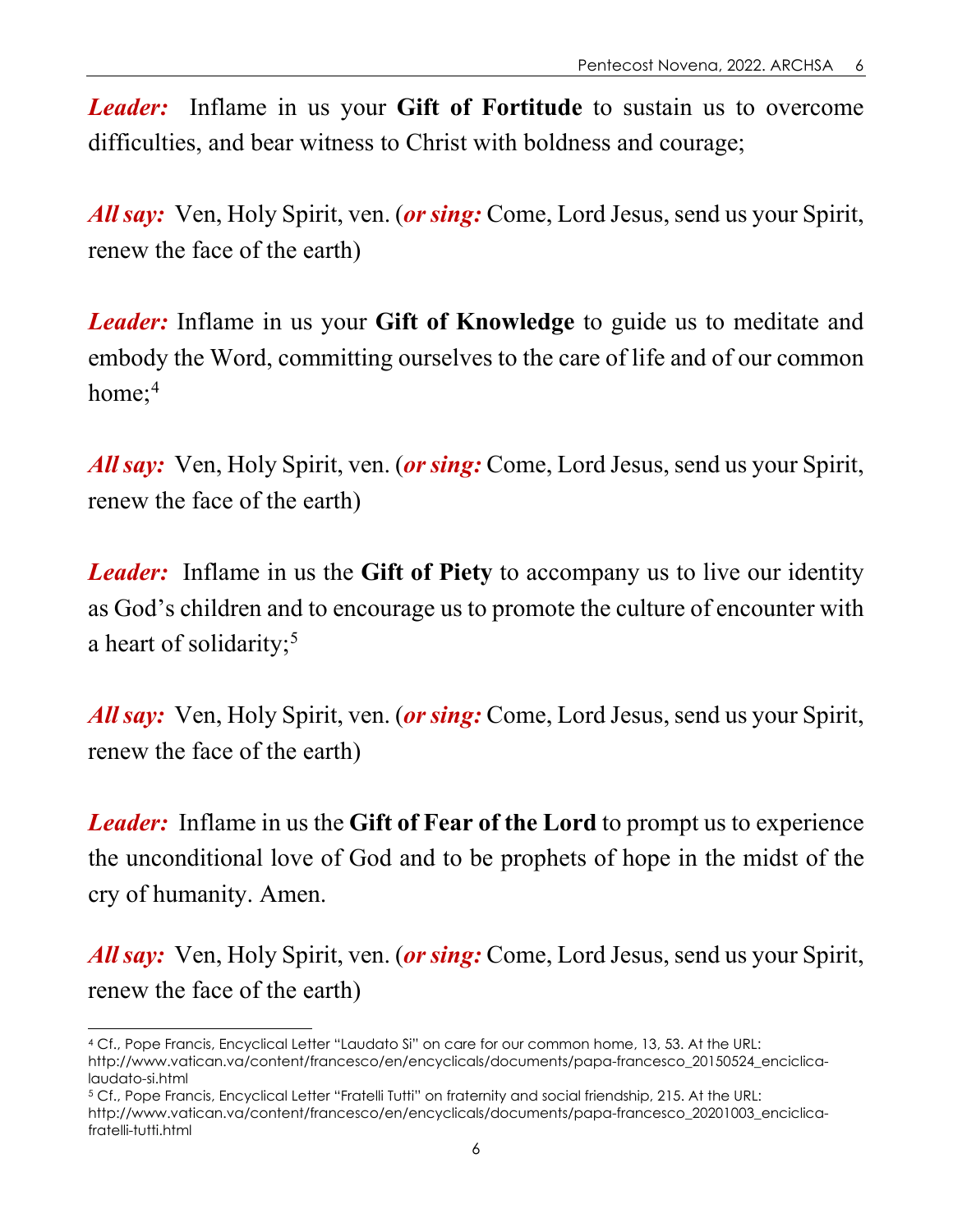***Leader:*** Inflame in us your **Gift of Fortitude** to sustain us to overcome difficulties, and bear witness to Christ with boldness and courage;

***All say:*** Ven, Holy Spirit, ven. (***or sing:*** Come, Lord Jesus, send us your Spirit, renew the face of the earth)

***Leader:*** Inflame in us your **Gift of Knowledge** to guide us to meditate and embody the Word, committing ourselves to the care of life and of our common home;[4]

***All say:*** Ven, Holy Spirit, ven. (***or sing:*** Come, Lord Jesus, send us your Spirit, renew the face of the earth)

***Leader:*** Inflame in us the **Gift of Piety** to accompany us to live our identity as God's children and to encourage us to promote the culture of encounter with a heart of solidarity;[5]

***All say:*** Ven, Holy Spirit, ven. (***or sing:*** Come, Lord Jesus, send us your Spirit, renew the face of the earth)

***Leader:*** Inflame in us the **Gift of Fear of the Lord** to prompt us to experience the unconditional love of God and to be prophets of hope in the midst of the cry of humanity. Amen.

***All say:*** Ven, Holy Spirit, ven. (***or sing:*** Come, Lord Jesus, send us your Spirit, renew the face of the earth)

---

[4] Cf., Pope Francis, Encyclical Letter "Laudato Si" on care for our common home, 13, 53. At the URL: http://www.vatican.va/content/francesco/en/encyclicals/documents/papa-francesco_20150524_enciclica-laudato-si.html

[5] Cf., Pope Francis, Encyclical Letter "Fratelli Tutti" on fraternity and social friendship, 215. At the URL: http://www.vatican.va/content/francesco/en/encyclicals/documents/papa-francesco_20201003_enciclica-fratelli-tutti.html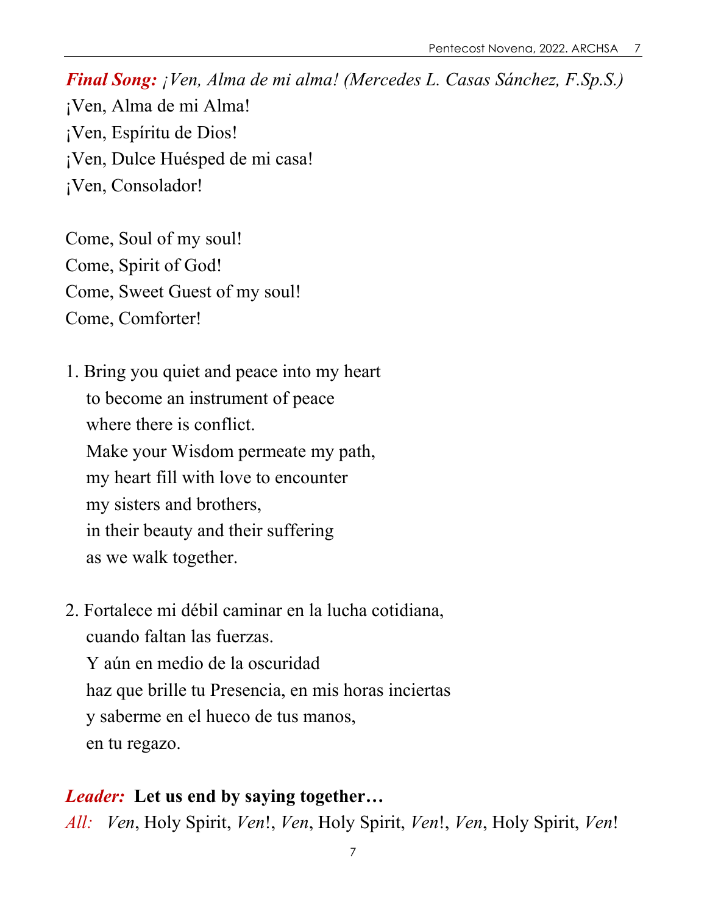***Final Song:*** *¡Ven, Alma de mi alma! (Mercedes L. Casas Sánchez, F.Sp.S.)*

¡Ven, Alma de mi Alma!
¡Ven, Espíritu de Dios!
¡Ven, Dulce Huésped de mi casa!
¡Ven, Consolador!

Come, Soul of my soul!
Come, Spirit of God!
Come, Sweet Guest of my soul!
Come, Comforter!

1. Bring you quiet and peace into my heart
   to become an instrument of peace
   where there is conflict.
   Make your Wisdom permeate my path,
   my heart fill with love to encounter
   my sisters and brothers,
   in their beauty and their suffering
   as we walk together.

2. Fortalece mi débil caminar en la lucha cotidiana,
   cuando faltan las fuerzas.
   Y aún en medio de la oscuridad
   haz que brille tu Presencia, en mis horas inciertas
   y saberme en el hueco de tus manos,
   en tu regazo.

***Leader:*** **Let us end by saying together…**

*All:* *Ven*, Holy Spirit, *Ven*!, *Ven*, Holy Spirit, *Ven*!, *Ven*, Holy Spirit, *Ven*!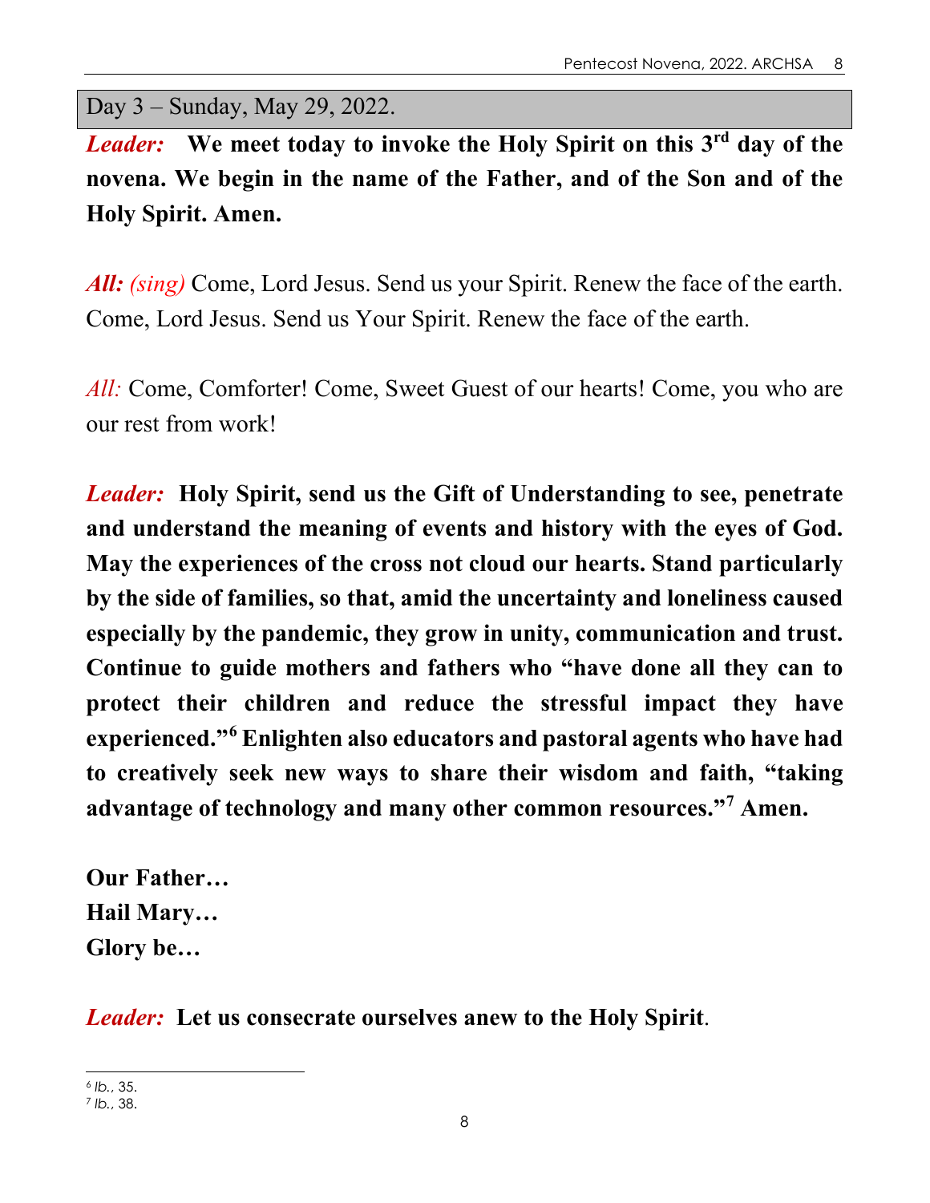## Day 3 – Sunday, May 29, 2022.

***Leader:*** **We meet today to invoke the Holy Spirit on this 3rd day of the novena. We begin in the name of the Father, and of the Son and of the Holy Spirit. Amen.**

***All:*** *(sing)* Come, Lord Jesus. Send us your Spirit. Renew the face of the earth. Come, Lord Jesus. Send us Your Spirit. Renew the face of the earth.

*All:* Come, Comforter! Come, Sweet Guest of our hearts! Come, you who are our rest from work!

***Leader:*** **Holy Spirit, send us the Gift of Understanding to see, penetrate and understand the meaning of events and history with the eyes of God. May the experiences of the cross not cloud our hearts. Stand particularly by the side of families, so that, amid the uncertainty and loneliness caused especially by the pandemic, they grow in unity, communication and trust. Continue to guide mothers and fathers who "have done all they can to protect their children and reduce the stressful impact they have experienced."[6] Enlighten also educators and pastoral agents who have had to creatively seek new ways to share their wisdom and faith, "taking advantage of technology and many other common resources."[7] Amen.**

**Our Father…**
**Hail Mary…**
**Glory be…**

***Leader:*** **Let us consecrate ourselves anew to the Holy Spirit**.

---

[6] *Ib.*, 35.
[7] *Ib.*, 38.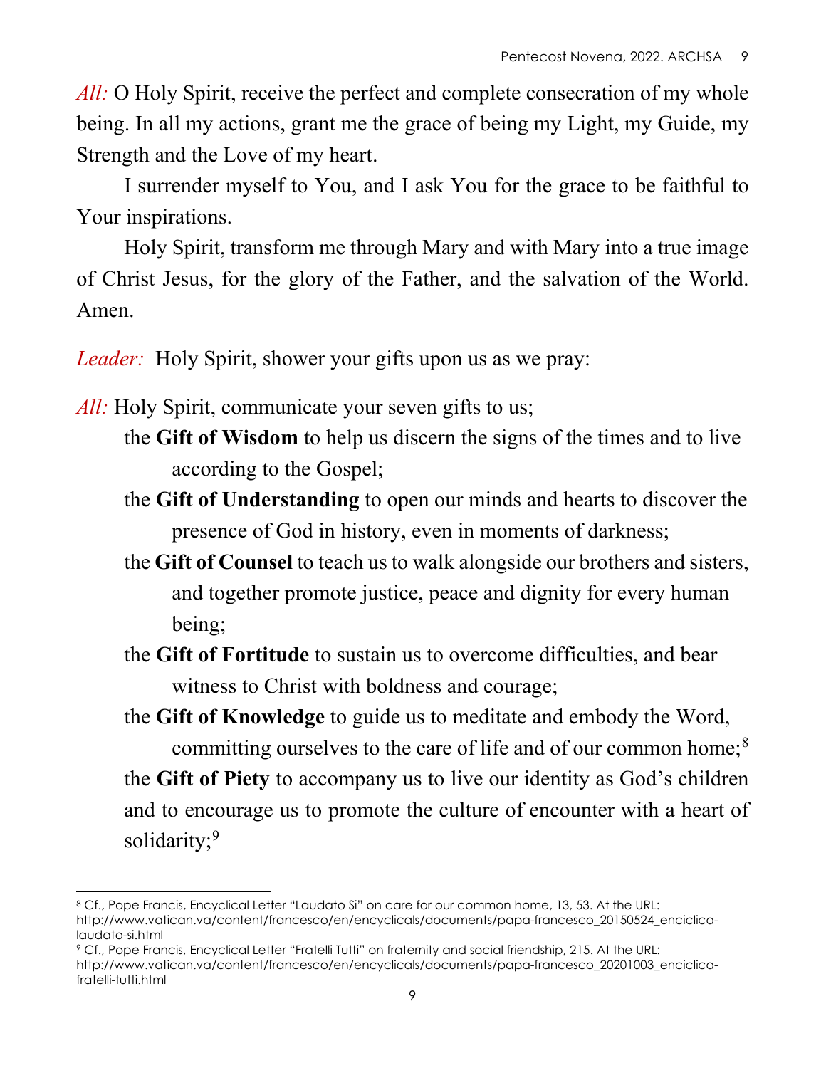*All:* O Holy Spirit, receive the perfect and complete consecration of my whole being. In all my actions, grant me the grace of being my Light, my Guide, my Strength and the Love of my heart.

I surrender myself to You, and I ask You for the grace to be faithful to Your inspirations.

Holy Spirit, transform me through Mary and with Mary into a true image of Christ Jesus, for the glory of the Father, and the salvation of the World. Amen.

*Leader:* Holy Spirit, shower your gifts upon us as we pray:

*All:* Holy Spirit, communicate your seven gifts to us;

the **Gift of Wisdom** to help us discern the signs of the times and to live according to the Gospel;

the **Gift of Understanding** to open our minds and hearts to discover the presence of God in history, even in moments of darkness;

the **Gift of Counsel** to teach us to walk alongside our brothers and sisters, and together promote justice, peace and dignity for every human being;

the **Gift of Fortitude** to sustain us to overcome difficulties, and bear witness to Christ with boldness and courage;

the **Gift of Knowledge** to guide us to meditate and embody the Word, committing ourselves to the care of life and of our common home;[8]

the **Gift of Piety** to accompany us to live our identity as God's children and to encourage us to promote the culture of encounter with a heart of solidarity;[9]

---

[8] Cf., Pope Francis, Encyclical Letter "Laudato Si" on care for our common home, 13, 53. At the URL: http://www.vatican.va/content/francesco/en/encyclicals/documents/papa-francesco_20150524_enciclica-laudato-si.html

[9] Cf., Pope Francis, Encyclical Letter "Fratelli Tutti" on fraternity and social friendship, 215. At the URL: http://www.vatican.va/content/francesco/en/encyclicals/documents/papa-francesco_20201003_enciclica-fratelli-tutti.html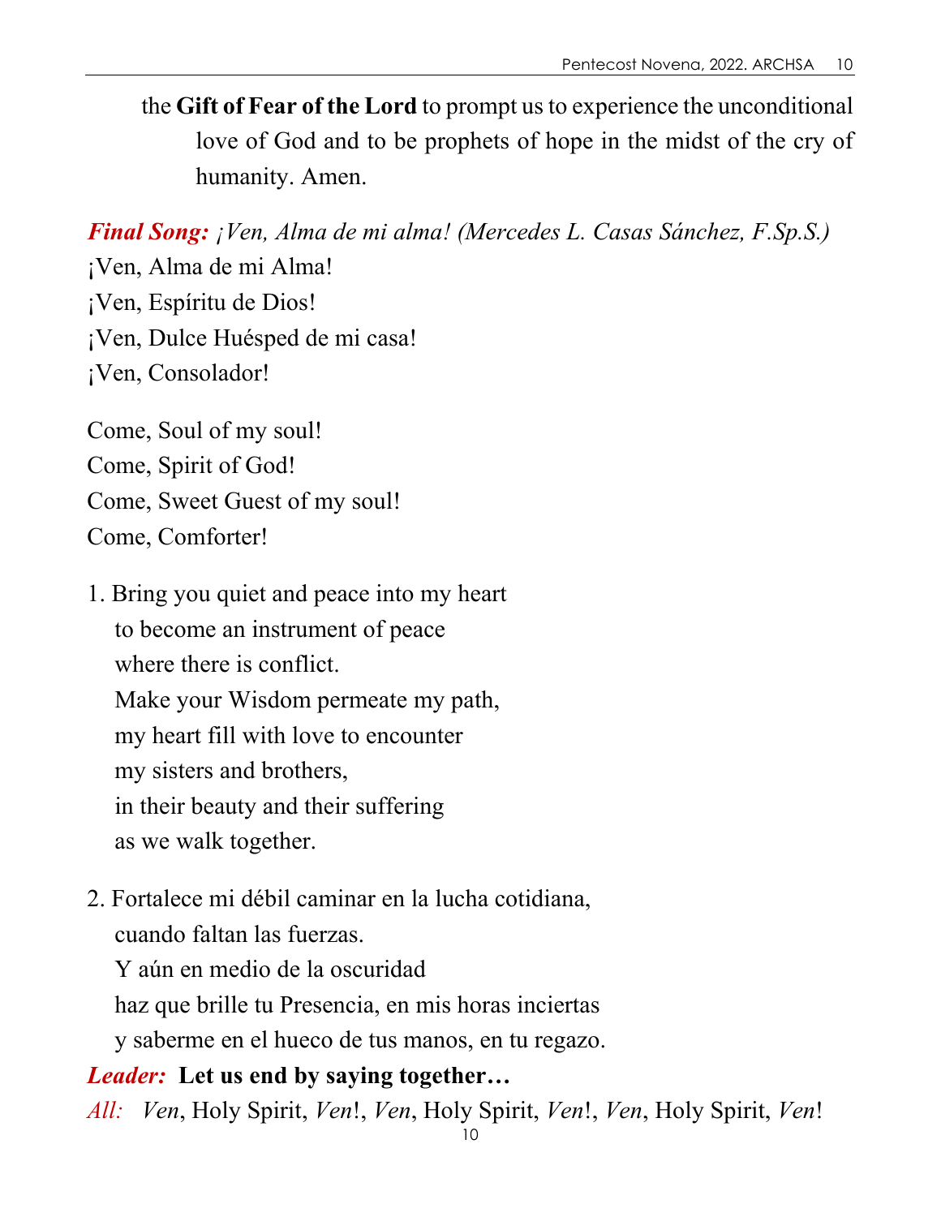the **Gift of Fear of the Lord** to prompt us to experience the unconditional love of God and to be prophets of hope in the midst of the cry of humanity. Amen.

***Final Song:*** *¡Ven, Alma de mi alma! (Mercedes L. Casas Sánchez, F.Sp.S.)*

¡Ven, Alma de mi Alma!
¡Ven, Espíritu de Dios!
¡Ven, Dulce Huésped de mi casa!
¡Ven, Consolador!

Come, Soul of my soul!
Come, Spirit of God!
Come, Sweet Guest of my soul!
Come, Comforter!

1. Bring you quiet and peace into my heart
 to become an instrument of peace
 where there is conflict.
 Make your Wisdom permeate my path,
 my heart fill with love to encounter
 my sisters and brothers,
 in their beauty and their suffering
 as we walk together.

2. Fortalece mi débil caminar en la lucha cotidiana,
 cuando faltan las fuerzas.
 Y aún en medio de la oscuridad
 haz que brille tu Presencia, en mis horas inciertas
 y saberme en el hueco de tus manos, en tu regazo.

***Leader:*** **Let us end by saying together…**

*All:* *Ven*, Holy Spirit, *Ven*!, *Ven*, Holy Spirit, *Ven*!, *Ven*, Holy Spirit, *Ven*!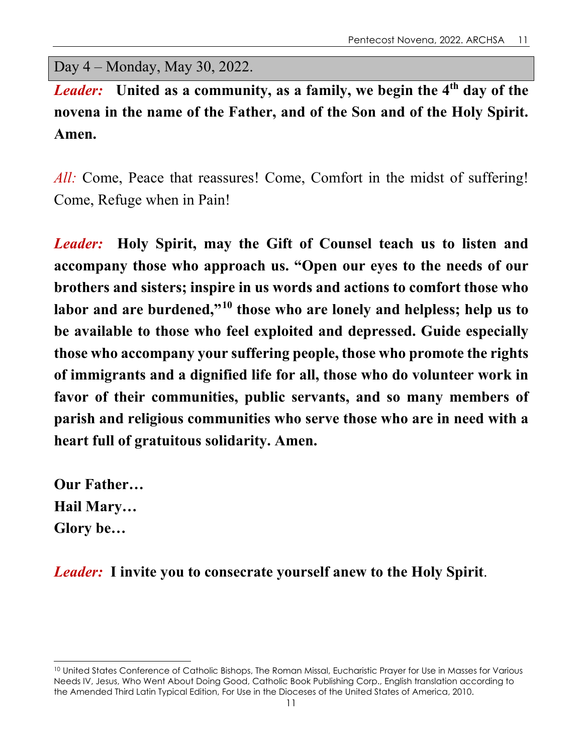## Day 4 – Monday, May 30, 2022.

*Leader:* **United as a community, as a family, we begin the 4th day of the novena in the name of the Father, and of the Son and of the Holy Spirit. Amen.**

*All:* Come, Peace that reassures! Come, Comfort in the midst of suffering! Come, Refuge when in Pain!

*Leader:* **Holy Spirit, may the Gift of Counsel teach us to listen and accompany those who approach us. "Open our eyes to the needs of our brothers and sisters; inspire in us words and actions to comfort those who labor and are burdened,"[10] those who are lonely and helpless; help us to be available to those who feel exploited and depressed. Guide especially those who accompany your suffering people, those who promote the rights of immigrants and a dignified life for all, those who do volunteer work in favor of their communities, public servants, and so many members of parish and religious communities who serve those who are in need with a heart full of gratuitous solidarity. Amen.**

**Our Father…**
**Hail Mary…**
**Glory be…**

*Leader:* **I invite you to consecrate yourself anew to the Holy Spirit**.

---

[10] United States Conference of Catholic Bishops, The Roman Missal, Eucharistic Prayer for Use in Masses for Various Needs IV, Jesus, Who Went About Doing Good, Catholic Book Publishing Corp., English translation according to the Amended Third Latin Typical Edition, For Use in the Dioceses of the United States of America, 2010.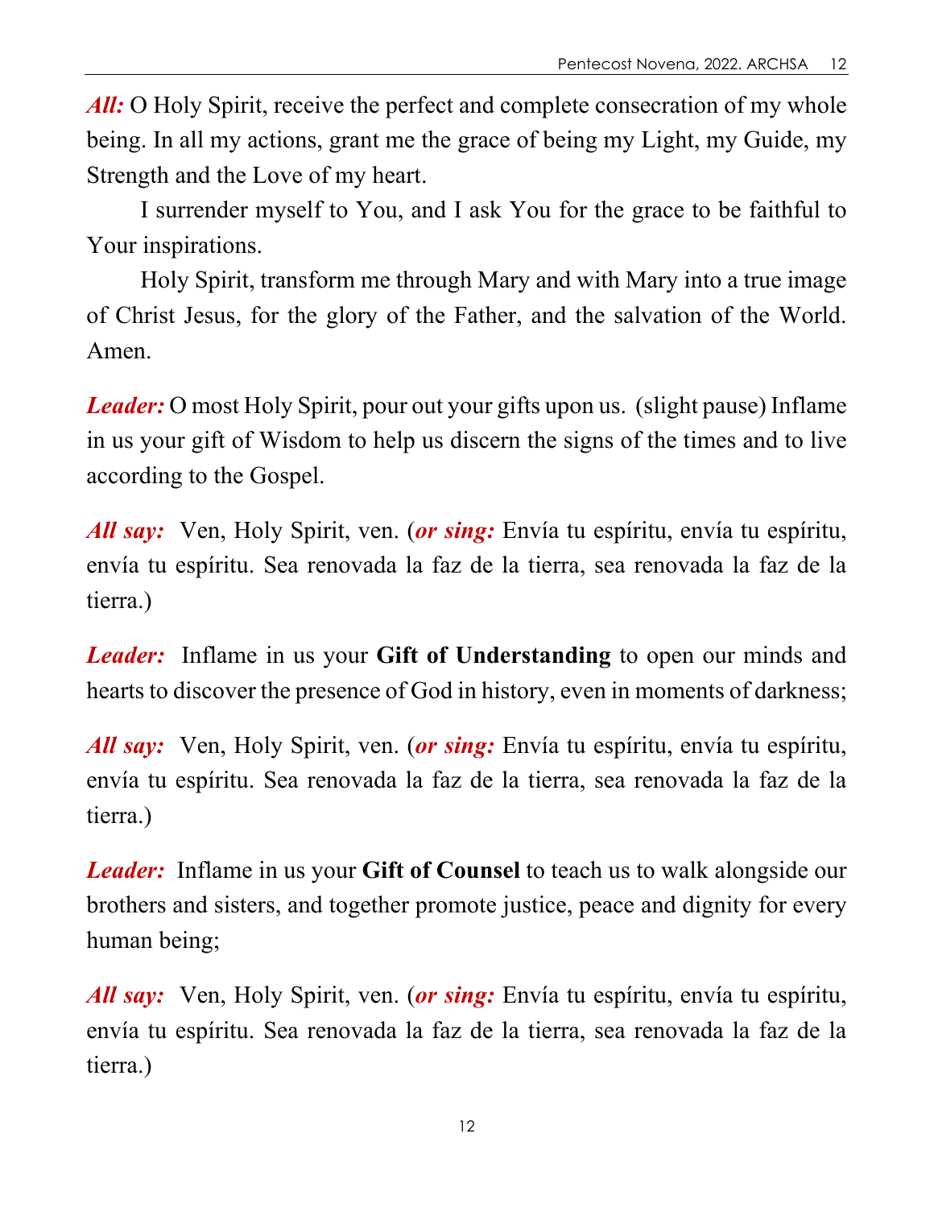***All:*** O Holy Spirit, receive the perfect and complete consecration of my whole being. In all my actions, grant me the grace of being my Light, my Guide, my Strength and the Love of my heart.

I surrender myself to You, and I ask You for the grace to be faithful to Your inspirations.

Holy Spirit, transform me through Mary and with Mary into a true image of Christ Jesus, for the glory of the Father, and the salvation of the World. Amen.

***Leader:*** O most Holy Spirit, pour out your gifts upon us. (slight pause) Inflame in us your gift of Wisdom to help us discern the signs of the times and to live according to the Gospel.

***All say:*** Ven, Holy Spirit, ven. (***or sing:*** Envía tu espíritu, envía tu espíritu, envía tu espíritu. Sea renovada la faz de la tierra, sea renovada la faz de la tierra.)

***Leader:*** Inflame in us your **Gift of Understanding** to open our minds and hearts to discover the presence of God in history, even in moments of darkness;

***All say:*** Ven, Holy Spirit, ven. (***or sing:*** Envía tu espíritu, envía tu espíritu, envía tu espíritu. Sea renovada la faz de la tierra, sea renovada la faz de la tierra.)

***Leader:*** Inflame in us your **Gift of Counsel** to teach us to walk alongside our brothers and sisters, and together promote justice, peace and dignity for every human being;

***All say:*** Ven, Holy Spirit, ven. (***or sing:*** Envía tu espíritu, envía tu espíritu, envía tu espíritu. Sea renovada la faz de la tierra, sea renovada la faz de la tierra.)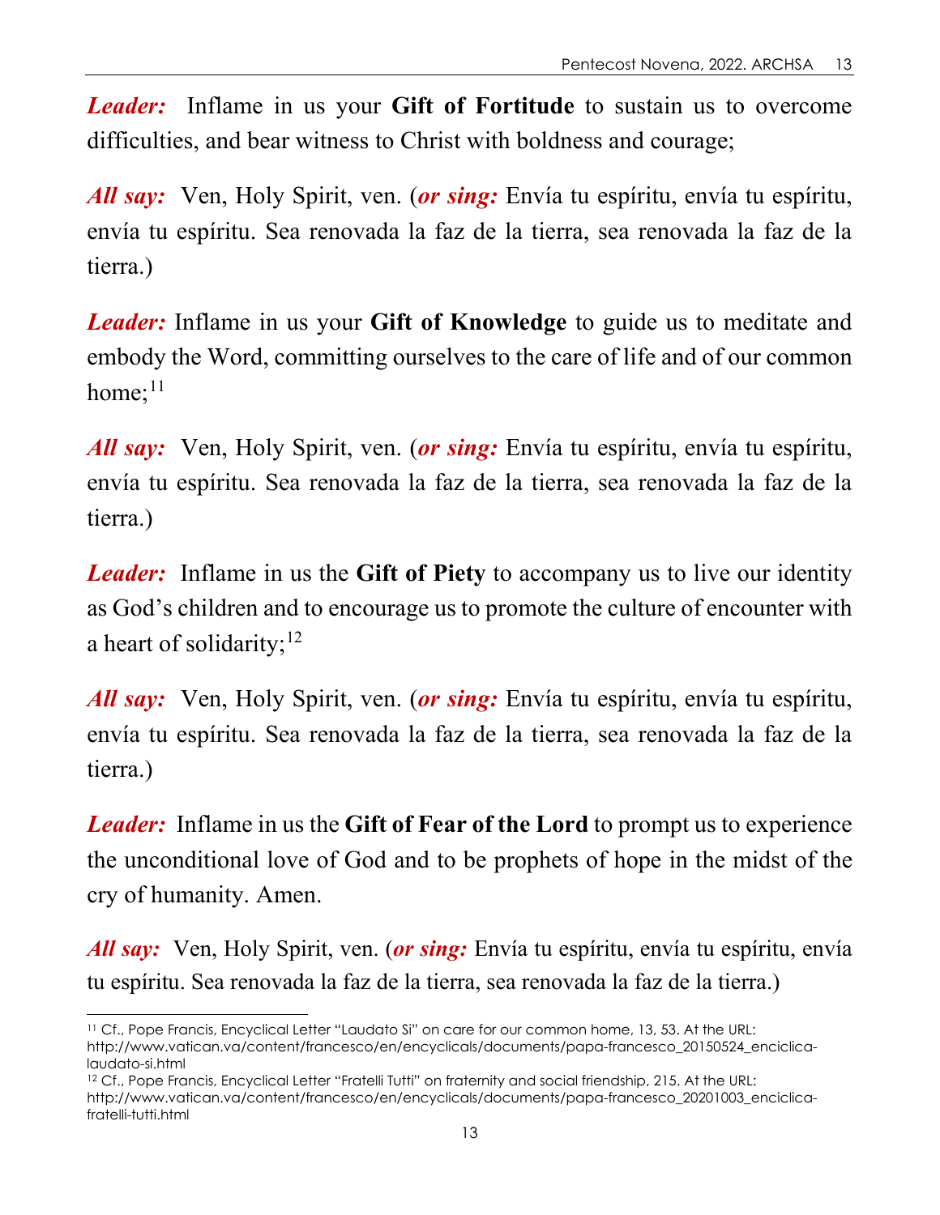***Leader:*** Inflame in us your **Gift of Fortitude** to sustain us to overcome difficulties, and bear witness to Christ with boldness and courage;

***All say:*** Ven, Holy Spirit, ven. (***or sing:*** Envía tu espíritu, envía tu espíritu, envía tu espíritu. Sea renovada la faz de la tierra, sea renovada la faz de la tierra.)

***Leader:*** Inflame in us your **Gift of Knowledge** to guide us to meditate and embody the Word, committing ourselves to the care of life and of our common home;[11]

***All say:*** Ven, Holy Spirit, ven. (***or sing:*** Envía tu espíritu, envía tu espíritu, envía tu espíritu. Sea renovada la faz de la tierra, sea renovada la faz de la tierra.)

***Leader:*** Inflame in us the **Gift of Piety** to accompany us to live our identity as God's children and to encourage us to promote the culture of encounter with a heart of solidarity;[12]

***All say:*** Ven, Holy Spirit, ven. (***or sing:*** Envía tu espíritu, envía tu espíritu, envía tu espíritu. Sea renovada la faz de la tierra, sea renovada la faz de la tierra.)

***Leader:*** Inflame in us the **Gift of Fear of the Lord** to prompt us to experience the unconditional love of God and to be prophets of hope in the midst of the cry of humanity. Amen.

***All say:*** Ven, Holy Spirit, ven. (***or sing:*** Envía tu espíritu, envía tu espíritu, envía tu espíritu. Sea renovada la faz de la tierra, sea renovada la faz de la tierra.)

---

[11] Cf., Pope Francis, Encyclical Letter "Laudato Si" on care for our common home, 13, 53. At the URL: http://www.vatican.va/content/francesco/en/encyclicals/documents/papa-francesco_20150524_enciclica-laudato-si.html

[12] Cf., Pope Francis, Encyclical Letter "Fratelli Tutti" on fraternity and social friendship, 215. At the URL: http://www.vatican.va/content/francesco/en/encyclicals/documents/papa-francesco_20201003_enciclica-fratelli-tutti.html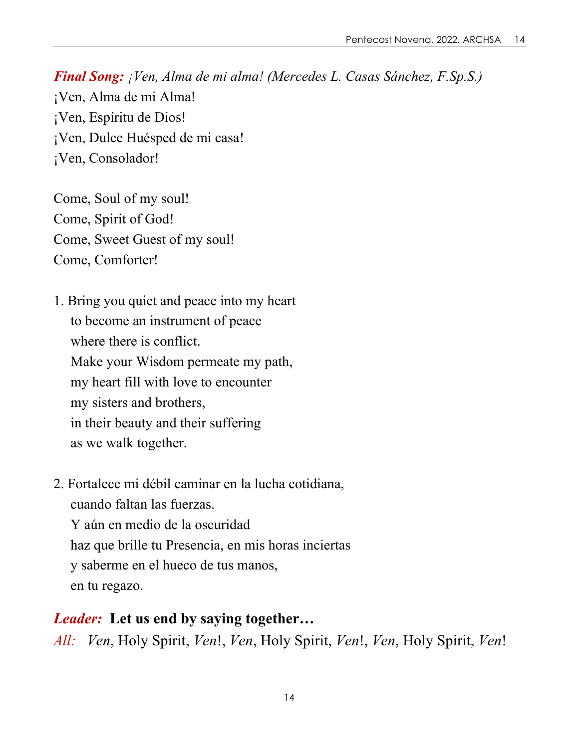***Final Song:*** *¡Ven, Alma de mi alma! (Mercedes L. Casas Sánchez, F.Sp.S.)*

¡Ven, Alma de mi Alma!
¡Ven, Espíritu de Dios!
¡Ven, Dulce Huésped de mi casa!
¡Ven, Consolador!

Come, Soul of my soul!
Come, Spirit of God!
Come, Sweet Guest of my soul!
Come, Comforter!

1. Bring you quiet and peace into my heart
   to become an instrument of peace
   where there is conflict.
   Make your Wisdom permeate my path,
   my heart fill with love to encounter
   my sisters and brothers,
   in their beauty and their suffering
   as we walk together.

2. Fortalece mi débil caminar en la lucha cotidiana,
   cuando faltan las fuerzas.
   Y aún en medio de la oscuridad
   haz que brille tu Presencia, en mis horas inciertas
   y saberme en el hueco de tus manos,
   en tu regazo.

***Leader:*** **Let us end by saying together…**

*All:* *Ven*, Holy Spirit, *Ven*!, *Ven*, Holy Spirit, *Ven*!, *Ven*, Holy Spirit, *Ven*!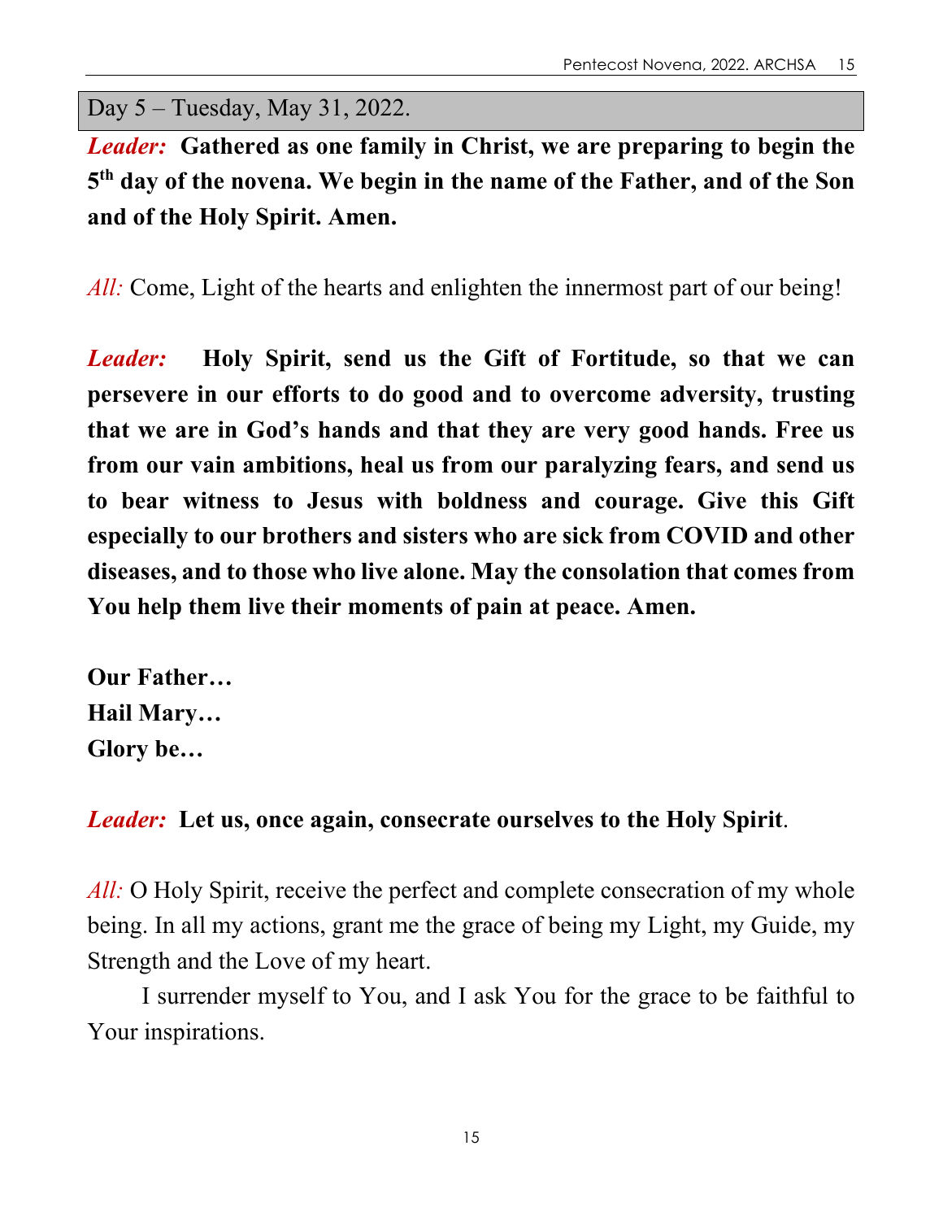## Day 5 – Tuesday, May 31, 2022.

*Leader:* **Gathered as one family in Christ, we are preparing to begin the 5th day of the novena. We begin in the name of the Father, and of the Son and of the Holy Spirit. Amen.**

*All:* Come, Light of the hearts and enlighten the innermost part of our being!

*Leader:* **Holy Spirit, send us the Gift of Fortitude, so that we can persevere in our efforts to do good and to overcome adversity, trusting that we are in God's hands and that they are very good hands. Free us from our vain ambitions, heal us from our paralyzing fears, and send us to bear witness to Jesus with boldness and courage. Give this Gift especially to our brothers and sisters who are sick from COVID and other diseases, and to those who live alone. May the consolation that comes from You help them live their moments of pain at peace. Amen.**

**Our Father…**
**Hail Mary…**
**Glory be…**

*Leader:* **Let us, once again, consecrate ourselves to the Holy Spirit**.

*All:* O Holy Spirit, receive the perfect and complete consecration of my whole being. In all my actions, grant me the grace of being my Light, my Guide, my Strength and the Love of my heart.

I surrender myself to You, and I ask You for the grace to be faithful to Your inspirations.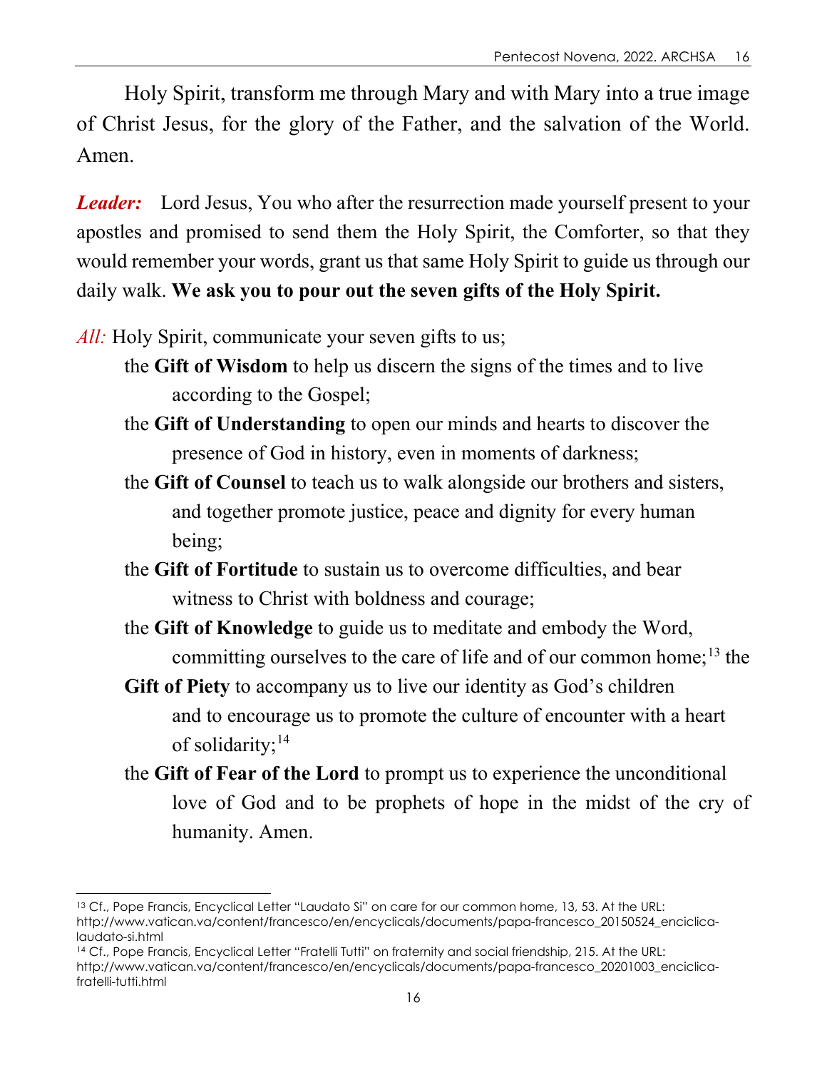Holy Spirit, transform me through Mary and with Mary into a true image of Christ Jesus, for the glory of the Father, and the salvation of the World. Amen.

***Leader:*** Lord Jesus, You who after the resurrection made yourself present to your apostles and promised to send them the Holy Spirit, the Comforter, so that they would remember your words, grant us that same Holy Spirit to guide us through our daily walk. **We ask you to pour out the seven gifts of the Holy Spirit.**

*All:* Holy Spirit, communicate your seven gifts to us;

the **Gift of Wisdom** to help us discern the signs of the times and to live according to the Gospel;

the **Gift of Understanding** to open our minds and hearts to discover the presence of God in history, even in moments of darkness;

the **Gift of Counsel** to teach us to walk alongside our brothers and sisters, and together promote justice, peace and dignity for every human being;

the **Gift of Fortitude** to sustain us to overcome difficulties, and bear witness to Christ with boldness and courage;

the **Gift of Knowledge** to guide us to meditate and embody the Word, committing ourselves to the care of life and of our common home;[13] the

**Gift of Piety** to accompany us to live our identity as God's children and to encourage us to promote the culture of encounter with a heart of solidarity;[14]

the **Gift of Fear of the Lord** to prompt us to experience the unconditional love of God and to be prophets of hope in the midst of the cry of humanity. Amen.

---

[13] Cf., Pope Francis, Encyclical Letter "Laudato Si" on care for our common home, 13, 53. At the URL: http://www.vatican.va/content/francesco/en/encyclicals/documents/papa-francesco_20150524_enciclica-laudato-si.html

[14] Cf., Pope Francis, Encyclical Letter "Fratelli Tutti" on fraternity and social friendship, 215. At the URL: http://www.vatican.va/content/francesco/en/encyclicals/documents/papa-francesco_20201003_enciclica-fratelli-tutti.html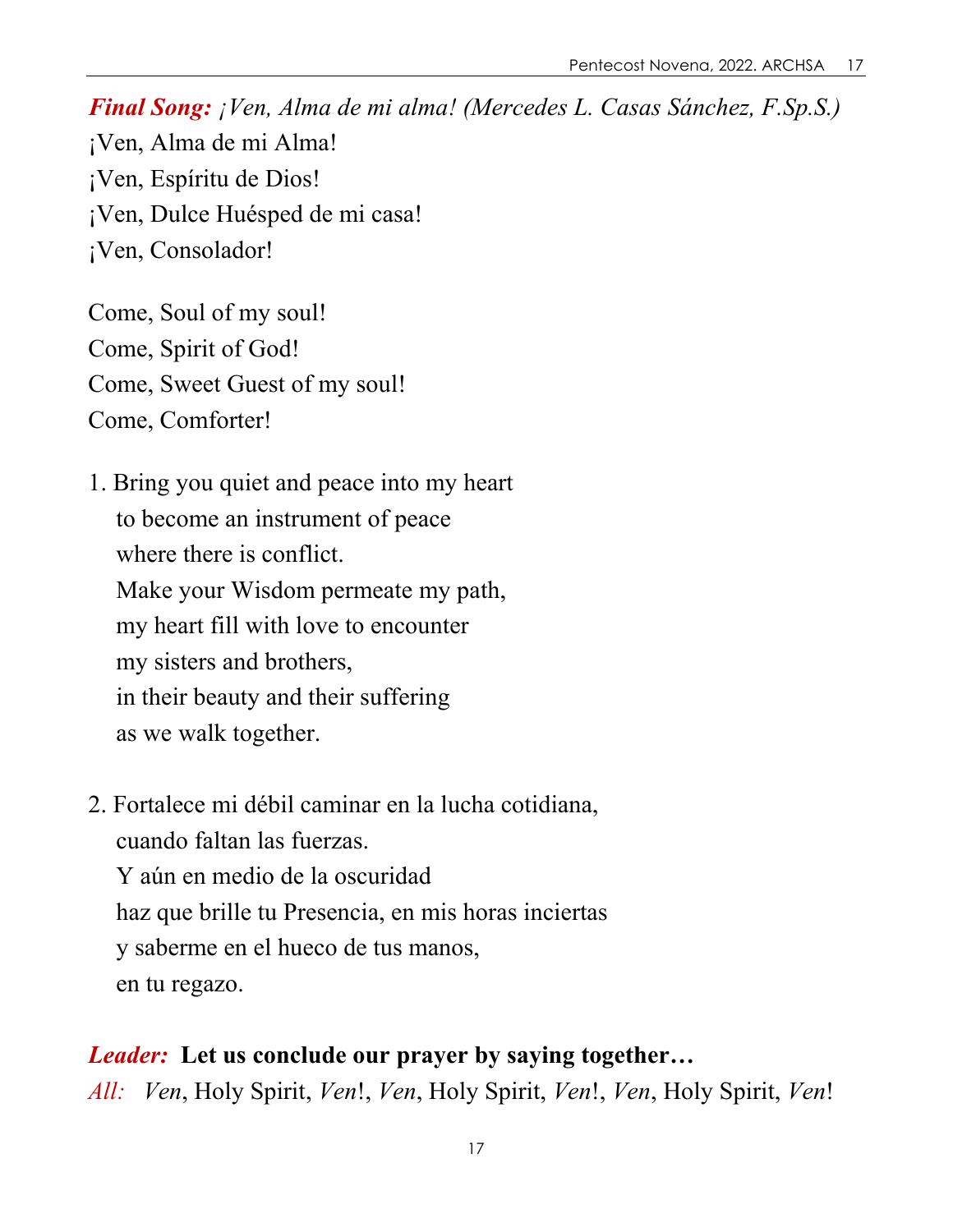***Final Song:*** *¡Ven, Alma de mi alma! (Mercedes L. Casas Sánchez, F.Sp.S.)*

¡Ven, Alma de mi Alma!
¡Ven, Espíritu de Dios!
¡Ven, Dulce Huésped de mi casa!
¡Ven, Consolador!

Come, Soul of my soul!
Come, Spirit of God!
Come, Sweet Guest of my soul!
Come, Comforter!

1. Bring you quiet and peace into my heart
   to become an instrument of peace
   where there is conflict.
   Make your Wisdom permeate my path,
   my heart fill with love to encounter
   my sisters and brothers,
   in their beauty and their suffering
   as we walk together.

2. Fortalece mi débil caminar en la lucha cotidiana,
   cuando faltan las fuerzas.
   Y aún en medio de la oscuridad
   haz que brille tu Presencia, en mis horas inciertas
   y saberme en el hueco de tus manos,
   en tu regazo.

***Leader:*** **Let us conclude our prayer by saying together…**

*All:* *Ven*, Holy Spirit, *Ven*!, *Ven*, Holy Spirit, *Ven*!, *Ven*, Holy Spirit, *Ven*!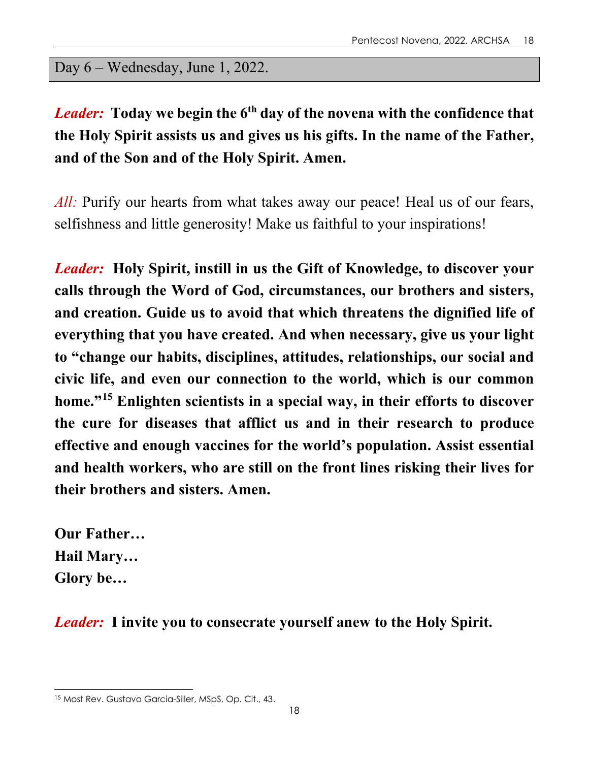## Day 6 – Wednesday, June 1, 2022.

***Leader:*** **Today we begin the 6th day of the novena with the confidence that the Holy Spirit assists us and gives us his gifts. In the name of the Father, and of the Son and of the Holy Spirit. Amen.**

*All:* Purify our hearts from what takes away our peace! Heal us of our fears, selfishness and little generosity! Make us faithful to your inspirations!

***Leader:*** **Holy Spirit, instill in us the Gift of Knowledge, to discover your calls through the Word of God, circumstances, our brothers and sisters, and creation. Guide us to avoid that which threatens the dignified life of everything that you have created. And when necessary, give us your light to "change our habits, disciplines, attitudes, relationships, our social and civic life, and even our connection to the world, which is our common home."[15] Enlighten scientists in a special way, in their efforts to discover the cure for diseases that afflict us and in their research to produce effective and enough vaccines for the world's population. Assist essential and health workers, who are still on the front lines risking their lives for their brothers and sisters. Amen.**

**Our Father…**
**Hail Mary…**
**Glory be…**

***Leader:*** **I invite you to consecrate yourself anew to the Holy Spirit.**

---

[15] Most Rev. Gustavo Garcia-Siller, MSpS, Op. Cit., 43.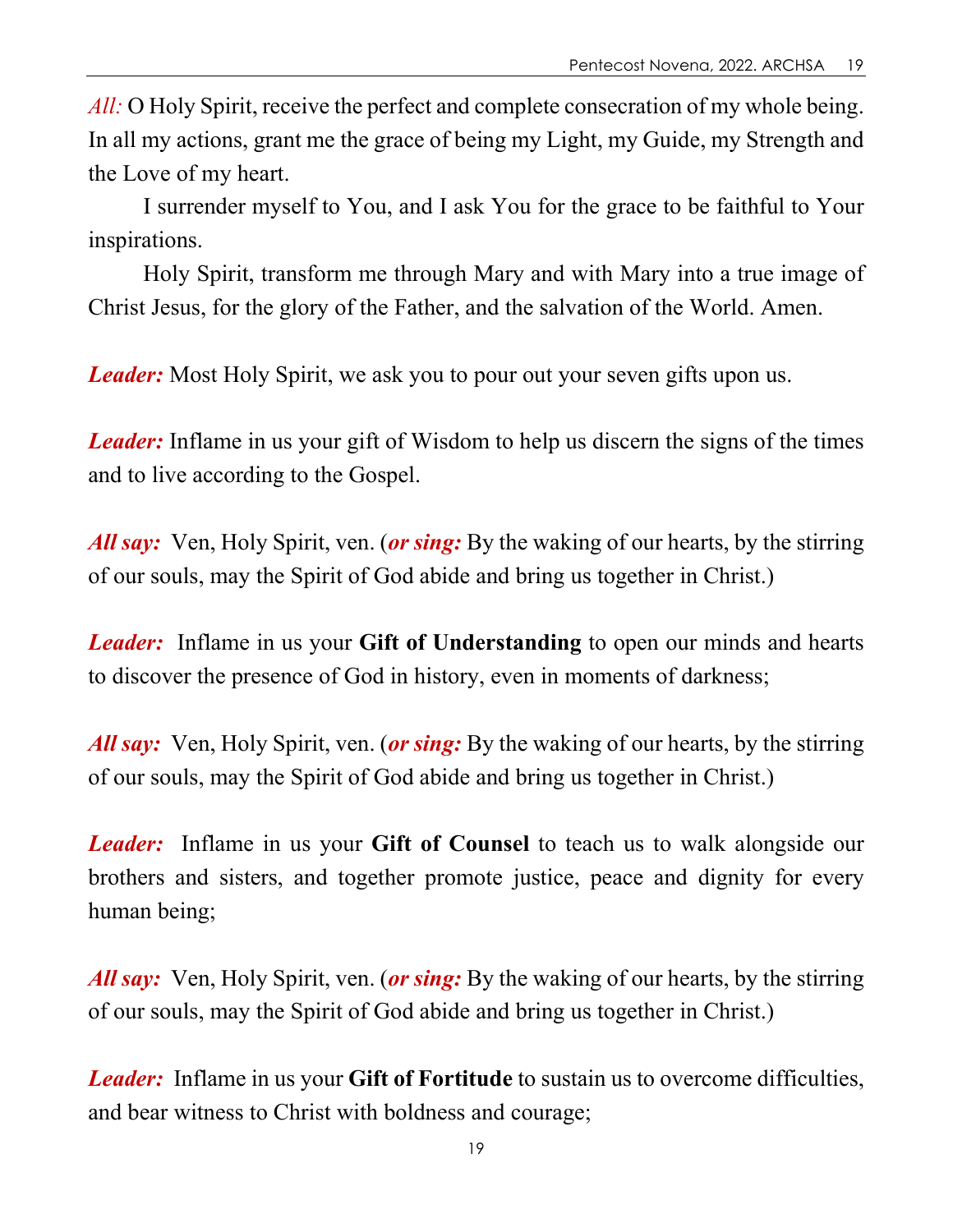*All:* O Holy Spirit, receive the perfect and complete consecration of my whole being. In all my actions, grant me the grace of being my Light, my Guide, my Strength and the Love of my heart.

I surrender myself to You, and I ask You for the grace to be faithful to Your inspirations.

Holy Spirit, transform me through Mary and with Mary into a true image of Christ Jesus, for the glory of the Father, and the salvation of the World. Amen.

***Leader:*** Most Holy Spirit, we ask you to pour out your seven gifts upon us.

***Leader:*** Inflame in us your gift of Wisdom to help us discern the signs of the times and to live according to the Gospel.

***All say:*** Ven, Holy Spirit, ven. (***or sing:*** By the waking of our hearts, by the stirring of our souls, may the Spirit of God abide and bring us together in Christ.)

***Leader:*** Inflame in us your **Gift of Understanding** to open our minds and hearts to discover the presence of God in history, even in moments of darkness;

***All say:*** Ven, Holy Spirit, ven. (***or sing:*** By the waking of our hearts, by the stirring of our souls, may the Spirit of God abide and bring us together in Christ.)

***Leader:*** Inflame in us your **Gift of Counsel** to teach us to walk alongside our brothers and sisters, and together promote justice, peace and dignity for every human being;

***All say:*** Ven, Holy Spirit, ven. (***or sing:*** By the waking of our hearts, by the stirring of our souls, may the Spirit of God abide and bring us together in Christ.)

***Leader:*** Inflame in us your **Gift of Fortitude** to sustain us to overcome difficulties, and bear witness to Christ with boldness and courage;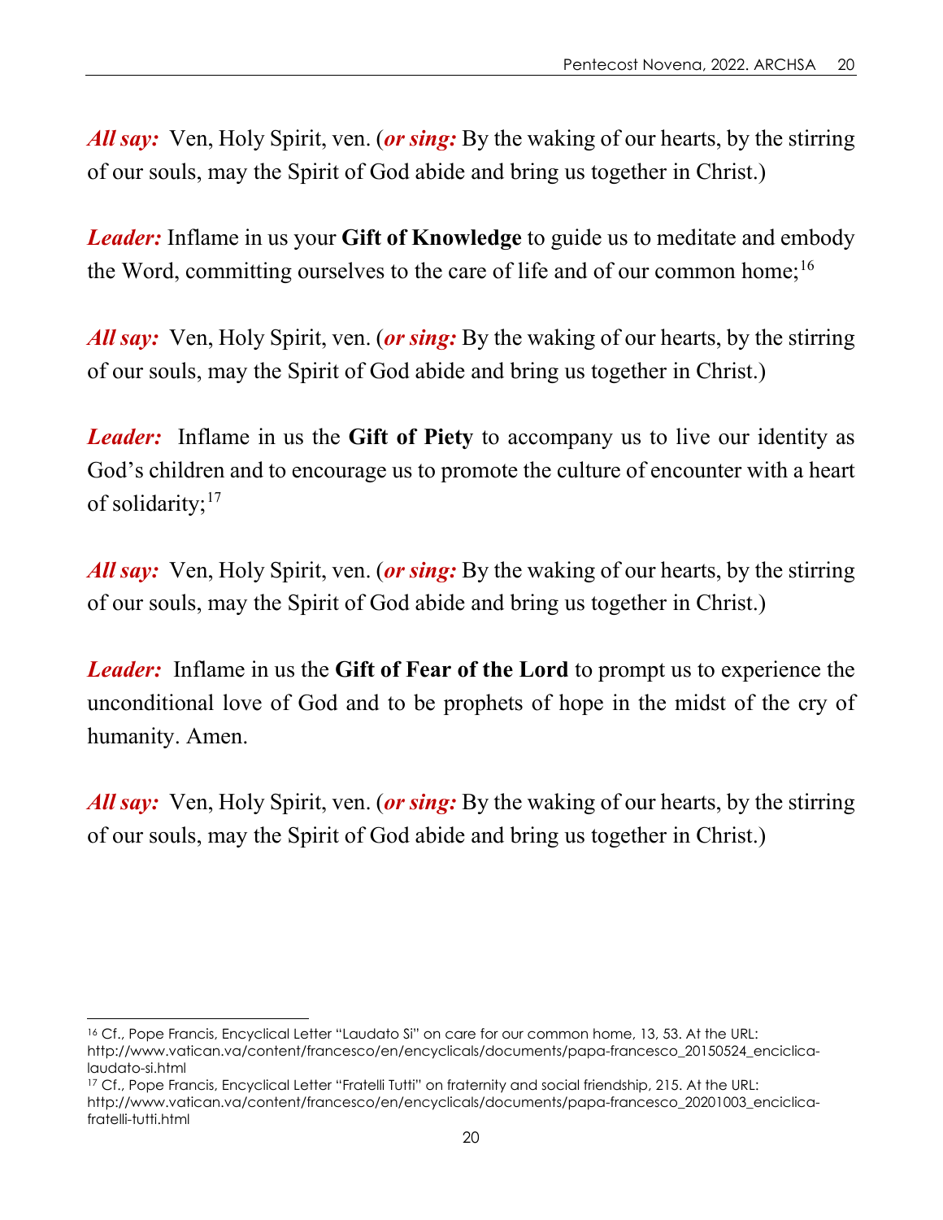***All say:*** Ven, Holy Spirit, ven. (***or sing:*** By the waking of our hearts, by the stirring of our souls, may the Spirit of God abide and bring us together in Christ.)

***Leader:*** Inflame in us your **Gift of Knowledge** to guide us to meditate and embody the Word, committing ourselves to the care of life and of our common home;[16]

***All say:*** Ven, Holy Spirit, ven. (***or sing:*** By the waking of our hearts, by the stirring of our souls, may the Spirit of God abide and bring us together in Christ.)

***Leader:*** Inflame in us the **Gift of Piety** to accompany us to live our identity as God's children and to encourage us to promote the culture of encounter with a heart of solidarity;[17]

***All say:*** Ven, Holy Spirit, ven. (***or sing:*** By the waking of our hearts, by the stirring of our souls, may the Spirit of God abide and bring us together in Christ.)

***Leader:*** Inflame in us the **Gift of Fear of the Lord** to prompt us to experience the unconditional love of God and to be prophets of hope in the midst of the cry of humanity. Amen.

***All say:*** Ven, Holy Spirit, ven. (***or sing:*** By the waking of our hearts, by the stirring of our souls, may the Spirit of God abide and bring us together in Christ.)

---

[16] Cf., Pope Francis, Encyclical Letter "Laudato Si" on care for our common home, 13, 53. At the URL: http://www.vatican.va/content/francesco/en/encyclicals/documents/papa-francesco_20150524_enciclica-laudato-si.html

[17] Cf., Pope Francis, Encyclical Letter "Fratelli Tutti" on fraternity and social friendship, 215. At the URL: http://www.vatican.va/content/francesco/en/encyclicals/documents/papa-francesco_20201003_enciclica-fratelli-tutti.html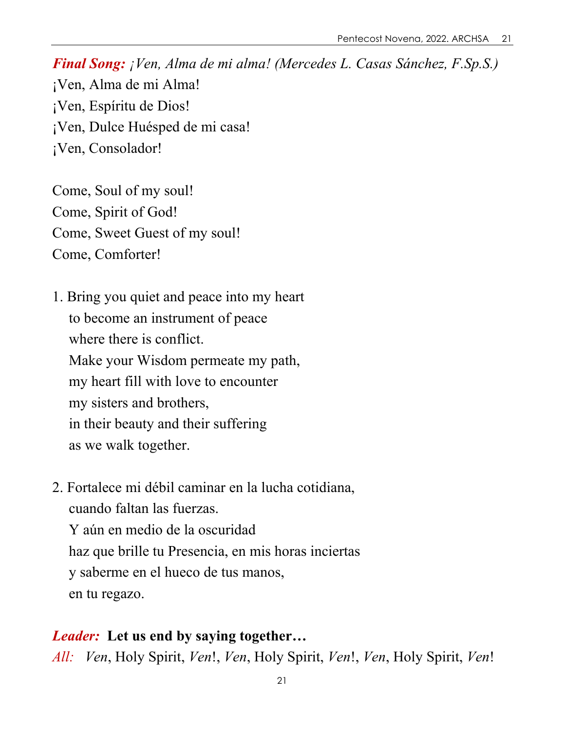***Final Song:*** *¡Ven, Alma de mi alma! (Mercedes L. Casas Sánchez, F.Sp.S.)*

¡Ven, Alma de mi Alma!
¡Ven, Espíritu de Dios!
¡Ven, Dulce Huésped de mi casa!
¡Ven, Consolador!

Come, Soul of my soul!
Come, Spirit of God!
Come, Sweet Guest of my soul!
Come, Comforter!

1. Bring you quiet and peace into my heart
   to become an instrument of peace
   where there is conflict.
   Make your Wisdom permeate my path,
   my heart fill with love to encounter
   my sisters and brothers,
   in their beauty and their suffering
   as we walk together.

2. Fortalece mi débil caminar en la lucha cotidiana,
   cuando faltan las fuerzas.
   Y aún en medio de la oscuridad
   haz que brille tu Presencia, en mis horas inciertas
   y saberme en el hueco de tus manos,
   en tu regazo.

***Leader:*** **Let us end by saying together…**

*All:* *Ven*, Holy Spirit, *Ven*!, *Ven*, Holy Spirit, *Ven*!, *Ven*, Holy Spirit, *Ven*!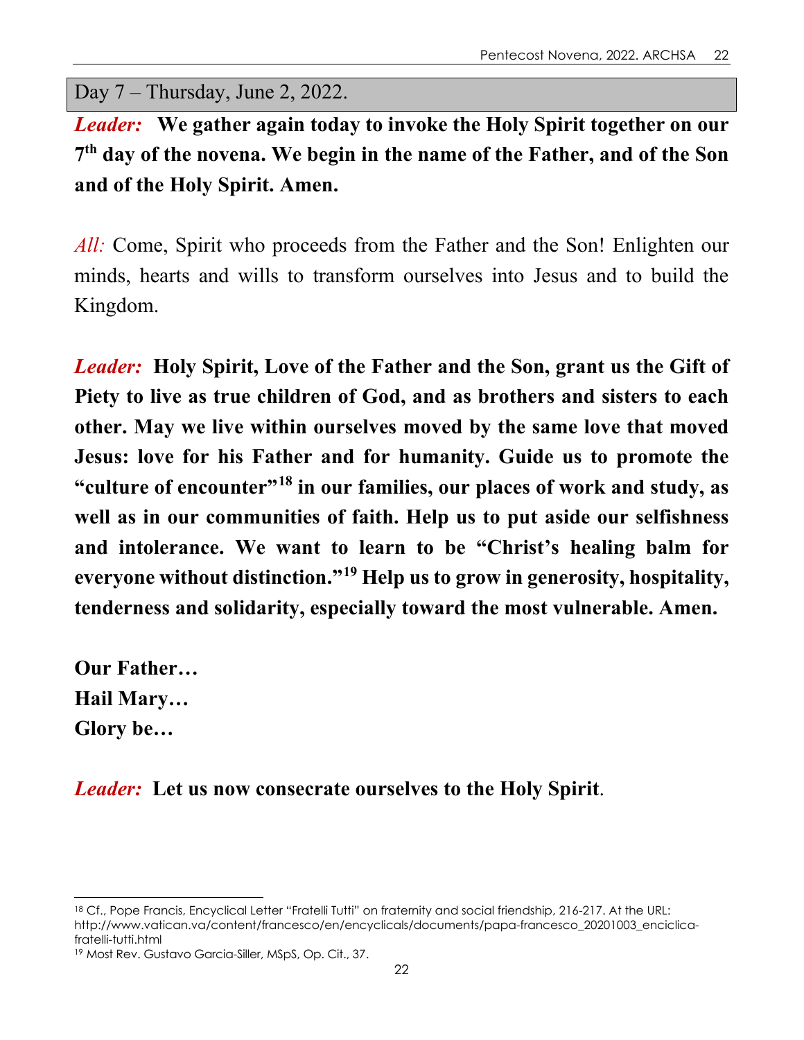## Day 7 – Thursday, June 2, 2022.

*Leader:* **We gather again today to invoke the Holy Spirit together on our 7th day of the novena. We begin in the name of the Father, and of the Son and of the Holy Spirit. Amen.**

*All:* Come, Spirit who proceeds from the Father and the Son! Enlighten our minds, hearts and wills to transform ourselves into Jesus and to build the Kingdom.

*Leader:* **Holy Spirit, Love of the Father and the Son, grant us the Gift of Piety to live as true children of God, and as brothers and sisters to each other. May we live within ourselves moved by the same love that moved Jesus: love for his Father and for humanity. Guide us to promote the "culture of encounter"[18] in our families, our places of work and study, as well as in our communities of faith. Help us to put aside our selfishness and intolerance. We want to learn to be "Christ's healing balm for everyone without distinction."[19] Help us to grow in generosity, hospitality, tenderness and solidarity, especially toward the most vulnerable. Amen.**

**Our Father…**
**Hail Mary…**
**Glory be…**

*Leader:* **Let us now consecrate ourselves to the Holy Spirit**.

---

[18] Cf., Pope Francis, Encyclical Letter "Fratelli Tutti" on fraternity and social friendship, 216-217. At the URL: http://www.vatican.va/content/francesco/en/encyclicals/documents/papa-francesco_20201003_enciclica-fratelli-tutti.html

[19] Most Rev. Gustavo Garcia-Siller, MSpS, Op. Cit., 37.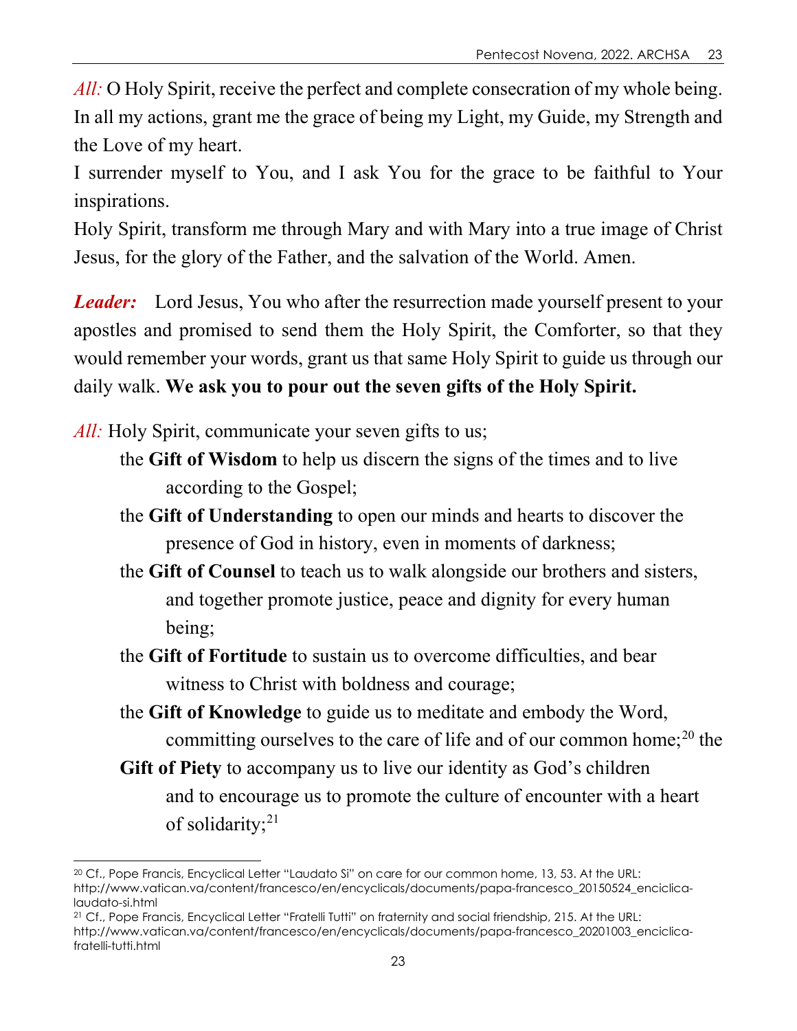*All:* O Holy Spirit, receive the perfect and complete consecration of my whole being. In all my actions, grant me the grace of being my Light, my Guide, my Strength and the Love of my heart.
I surrender myself to You, and I ask You for the grace to be faithful to Your inspirations.
Holy Spirit, transform me through Mary and with Mary into a true image of Christ Jesus, for the glory of the Father, and the salvation of the World. Amen.

***Leader:*** Lord Jesus, You who after the resurrection made yourself present to your apostles and promised to send them the Holy Spirit, the Comforter, so that they would remember your words, grant us that same Holy Spirit to guide us through our daily walk. **We ask you to pour out the seven gifts of the Holy Spirit.**

*All:* Holy Spirit, communicate your seven gifts to us;

the **Gift of Wisdom** to help us discern the signs of the times and to live according to the Gospel;

the **Gift of Understanding** to open our minds and hearts to discover the presence of God in history, even in moments of darkness;

the **Gift of Counsel** to teach us to walk alongside our brothers and sisters, and together promote justice, peace and dignity for every human being;

the **Gift of Fortitude** to sustain us to overcome difficulties, and bear witness to Christ with boldness and courage;

the **Gift of Knowledge** to guide us to meditate and embody the Word, committing ourselves to the care of life and of our common home;[20] the

**Gift of Piety** to accompany us to live our identity as God's children and to encourage us to promote the culture of encounter with a heart of solidarity;[21]

---

[20] Cf., Pope Francis, Encyclical Letter "Laudato Si" on care for our common home, 13, 53. At the URL: http://www.vatican.va/content/francesco/en/encyclicals/documents/papa-francesco_20150524_enciclica-laudato-si.html

[21] Cf., Pope Francis, Encyclical Letter "Fratelli Tutti" on fraternity and social friendship, 215. At the URL: http://www.vatican.va/content/francesco/en/encyclicals/documents/papa-francesco_20201003_enciclica-fratelli-tutti.html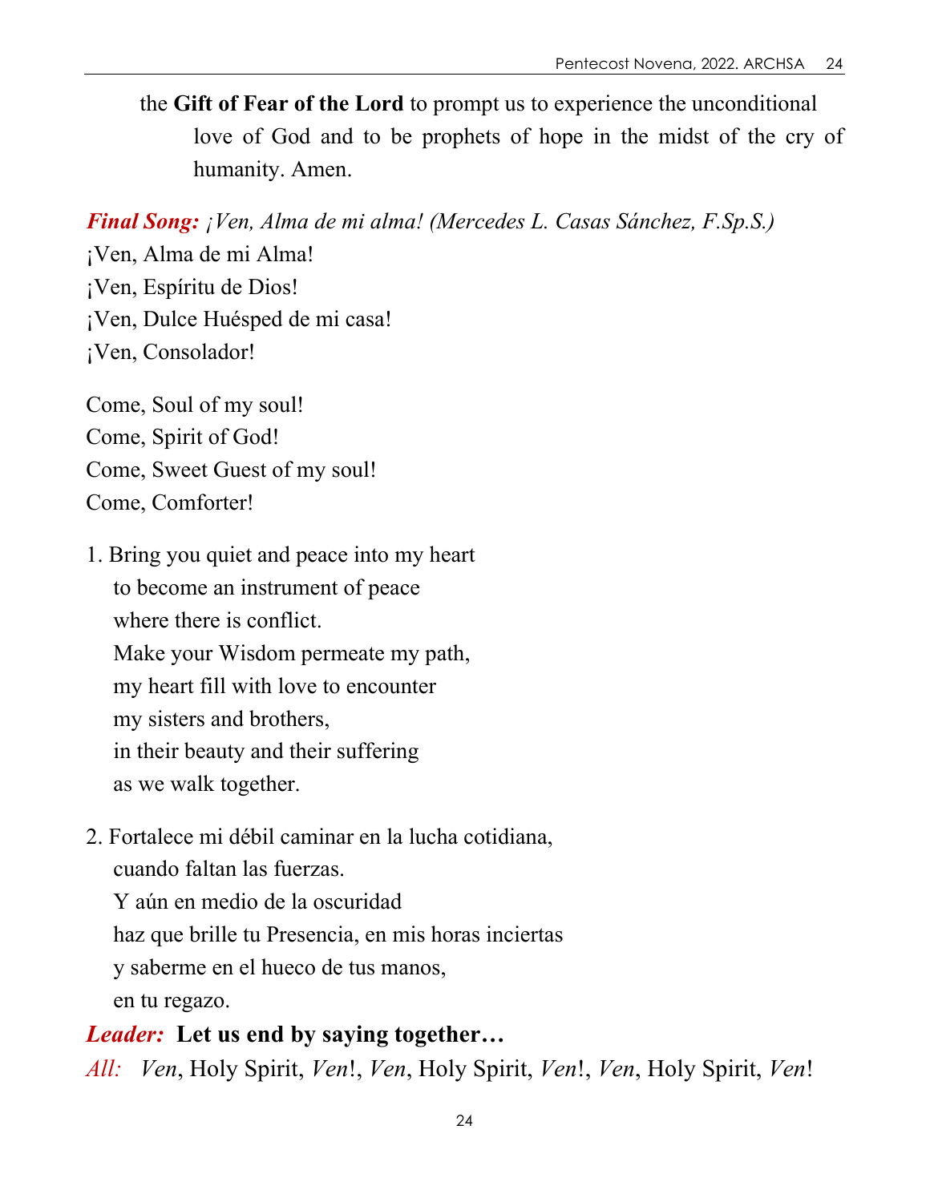the **Gift of Fear of the Lord** to prompt us to experience the unconditional love of God and to be prophets of hope in the midst of the cry of humanity. Amen.

***Final Song:*** *¡Ven, Alma de mi alma! (Mercedes L. Casas Sánchez, F.Sp.S.)*

¡Ven, Alma de mi Alma!
¡Ven, Espíritu de Dios!
¡Ven, Dulce Huésped de mi casa!
¡Ven, Consolador!

Come, Soul of my soul!
Come, Spirit of God!
Come, Sweet Guest of my soul!
Come, Comforter!

1. Bring you quiet and peace into my heart
   to become an instrument of peace
   where there is conflict.
   Make your Wisdom permeate my path,
   my heart fill with love to encounter
   my sisters and brothers,
   in their beauty and their suffering
   as we walk together.

2. Fortalece mi débil caminar en la lucha cotidiana,
   cuando faltan las fuerzas.
   Y aún en medio de la oscuridad
   haz que brille tu Presencia, en mis horas inciertas
   y saberme en el hueco de tus manos,
   en tu regazo.

***Leader:*** **Let us end by saying together…**

*All:* *Ven*, Holy Spirit, *Ven*!, *Ven*, Holy Spirit, *Ven*!, *Ven*, Holy Spirit, *Ven*!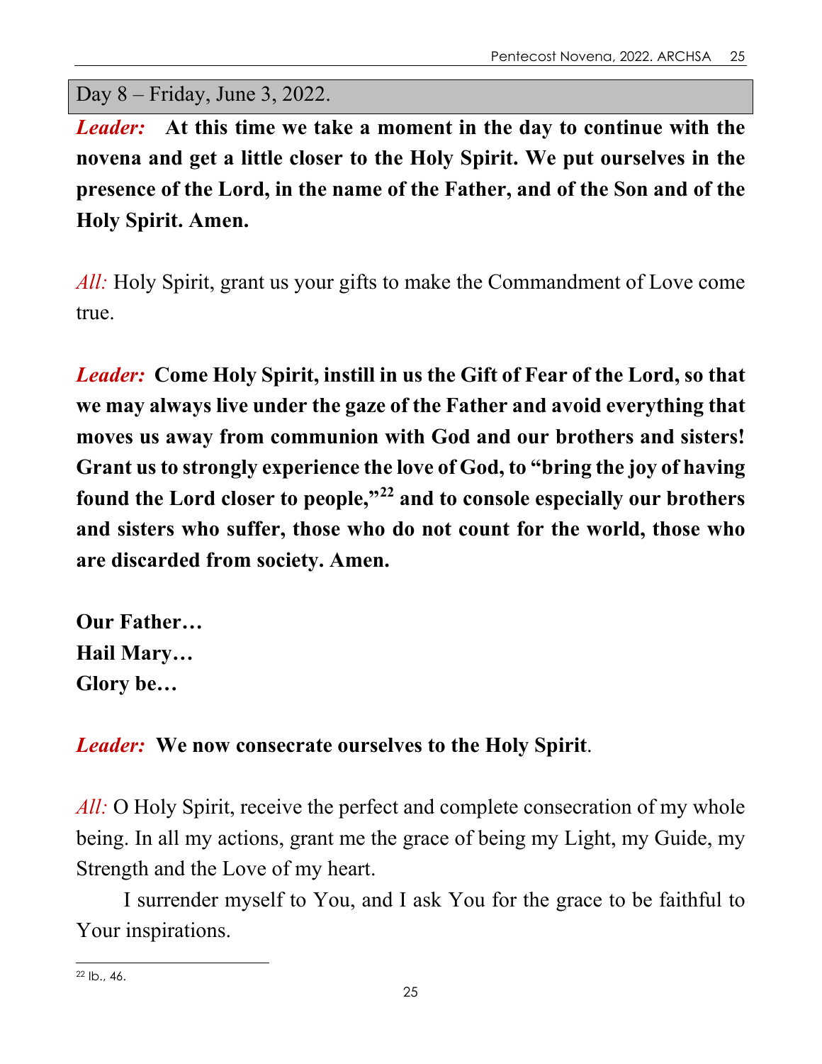## Day 8 – Friday, June 3, 2022.

*Leader:* **At this time we take a moment in the day to continue with the novena and get a little closer to the Holy Spirit. We put ourselves in the presence of the Lord, in the name of the Father, and of the Son and of the Holy Spirit. Amen.**

*All:* Holy Spirit, grant us your gifts to make the Commandment of Love come true.

*Leader:* **Come Holy Spirit, instill in us the Gift of Fear of the Lord, so that we may always live under the gaze of the Father and avoid everything that moves us away from communion with God and our brothers and sisters! Grant us to strongly experience the love of God, to "bring the joy of having found the Lord closer to people,"[22] and to console especially our brothers and sisters who suffer, those who do not count for the world, those who are discarded from society. Amen.**

**Our Father…**
**Hail Mary…**
**Glory be…**

*Leader:* **We now consecrate ourselves to the Holy Spirit**.

*All:* O Holy Spirit, receive the perfect and complete consecration of my whole being. In all my actions, grant me the grace of being my Light, my Guide, my Strength and the Love of my heart.

I surrender myself to You, and I ask You for the grace to be faithful to Your inspirations.

---

[22] Ib., 46.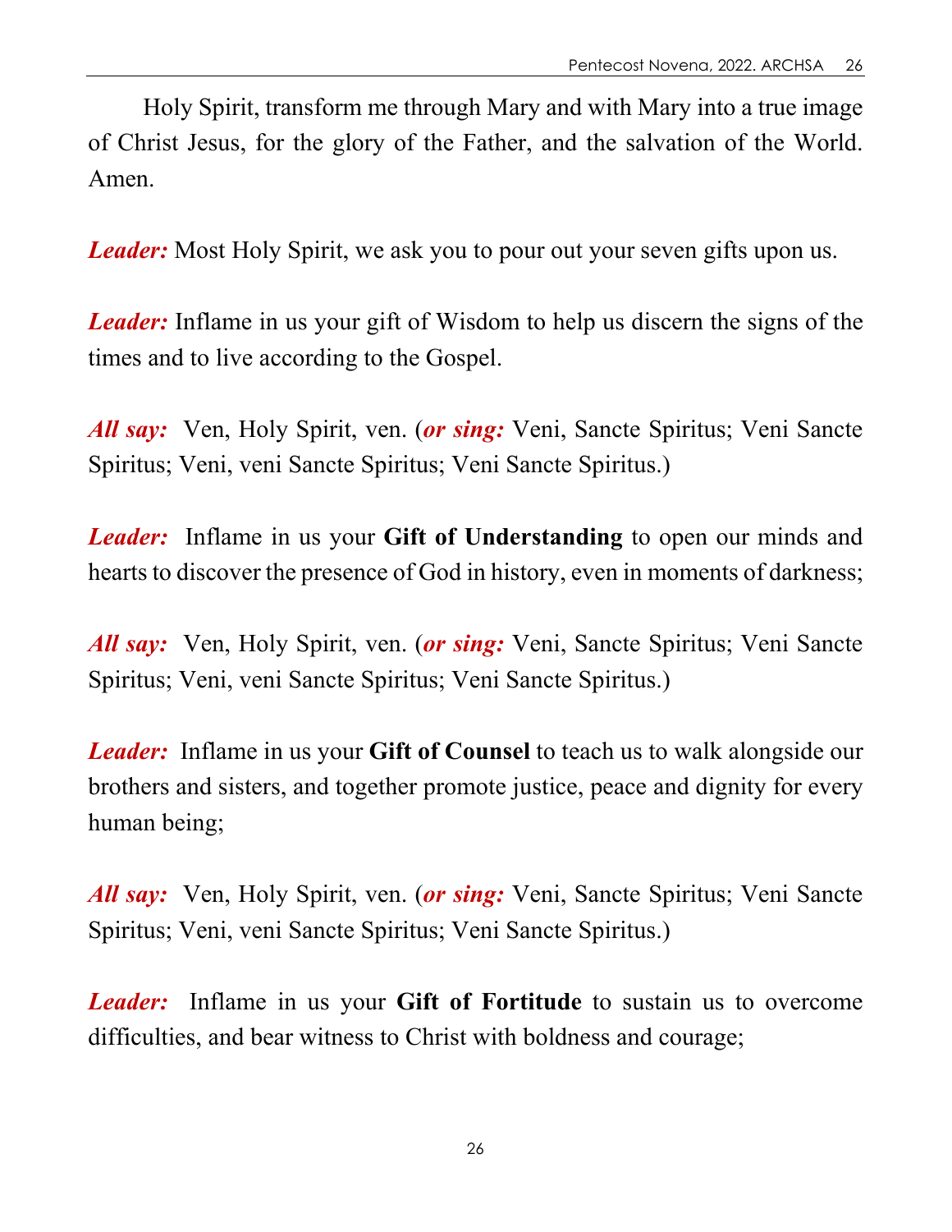Holy Spirit, transform me through Mary and with Mary into a true image of Christ Jesus, for the glory of the Father, and the salvation of the World. Amen.

***Leader:*** Most Holy Spirit, we ask you to pour out your seven gifts upon us.

***Leader:*** Inflame in us your gift of Wisdom to help us discern the signs of the times and to live according to the Gospel.

***All say:*** Ven, Holy Spirit, ven. (***or sing:*** Veni, Sancte Spiritus; Veni Sancte Spiritus; Veni, veni Sancte Spiritus; Veni Sancte Spiritus.)

***Leader:*** Inflame in us your **Gift of Understanding** to open our minds and hearts to discover the presence of God in history, even in moments of darkness;

***All say:*** Ven, Holy Spirit, ven. (***or sing:*** Veni, Sancte Spiritus; Veni Sancte Spiritus; Veni, veni Sancte Spiritus; Veni Sancte Spiritus.)

***Leader:*** Inflame in us your **Gift of Counsel** to teach us to walk alongside our brothers and sisters, and together promote justice, peace and dignity for every human being;

***All say:*** Ven, Holy Spirit, ven. (***or sing:*** Veni, Sancte Spiritus; Veni Sancte Spiritus; Veni, veni Sancte Spiritus; Veni Sancte Spiritus.)

***Leader:*** Inflame in us your **Gift of Fortitude** to sustain us to overcome difficulties, and bear witness to Christ with boldness and courage;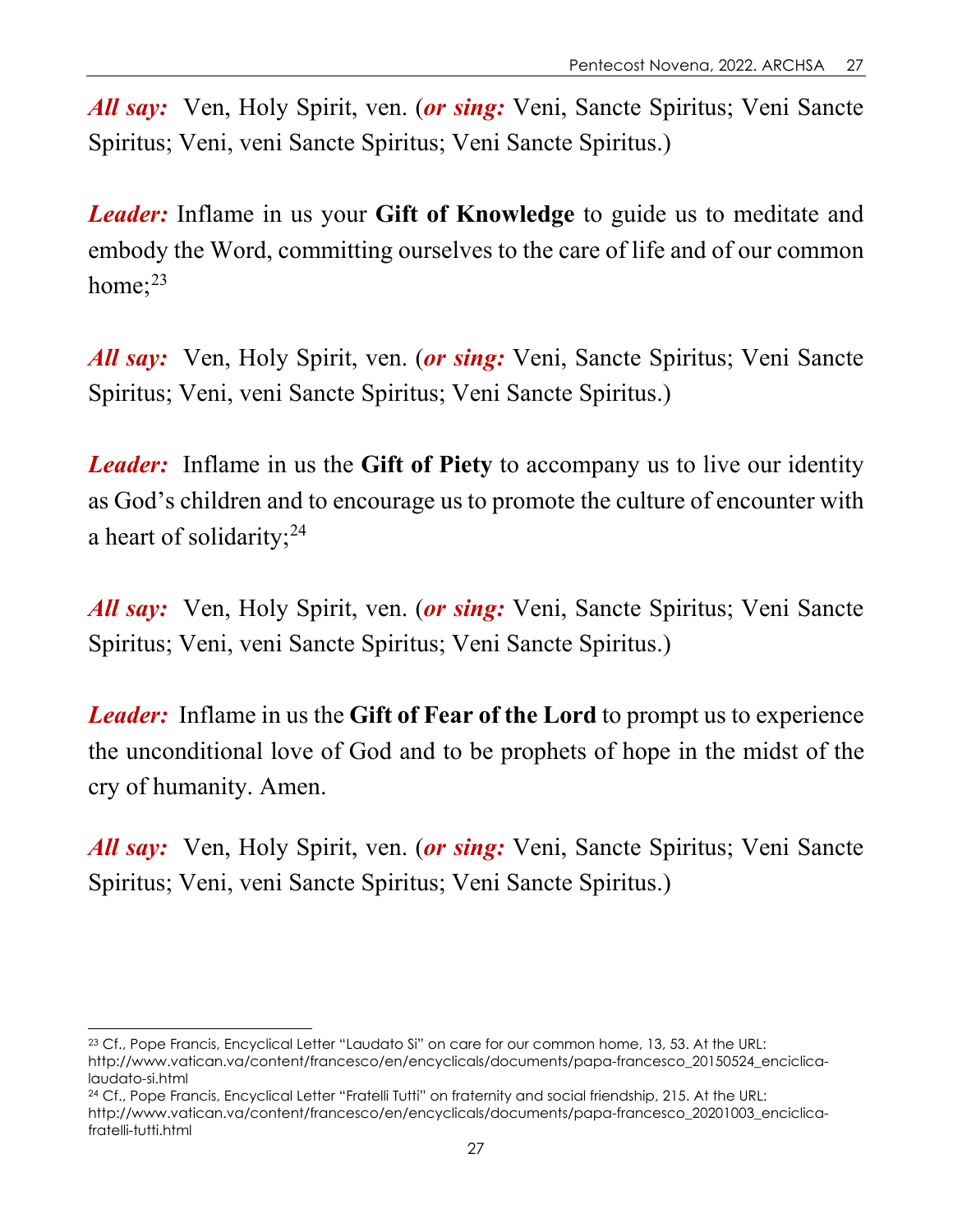***All say:*** Ven, Holy Spirit, ven. (***or sing:*** Veni, Sancte Spiritus; Veni Sancte Spiritus; Veni, veni Sancte Spiritus; Veni Sancte Spiritus.)

***Leader:*** Inflame in us your **Gift of Knowledge** to guide us to meditate and embody the Word, committing ourselves to the care of life and of our common home;[23]

***All say:*** Ven, Holy Spirit, ven. (***or sing:*** Veni, Sancte Spiritus; Veni Sancte Spiritus; Veni, veni Sancte Spiritus; Veni Sancte Spiritus.)

***Leader:*** Inflame in us the **Gift of Piety** to accompany us to live our identity as God's children and to encourage us to promote the culture of encounter with a heart of solidarity;[24]

***All say:*** Ven, Holy Spirit, ven. (***or sing:*** Veni, Sancte Spiritus; Veni Sancte Spiritus; Veni, veni Sancte Spiritus; Veni Sancte Spiritus.)

***Leader:*** Inflame in us the **Gift of Fear of the Lord** to prompt us to experience the unconditional love of God and to be prophets of hope in the midst of the cry of humanity. Amen.

***All say:*** Ven, Holy Spirit, ven. (***or sing:*** Veni, Sancte Spiritus; Veni Sancte Spiritus; Veni, veni Sancte Spiritus; Veni Sancte Spiritus.)

---

[23] Cf., Pope Francis, Encyclical Letter "Laudato Si" on care for our common home, 13, 53. At the URL: http://www.vatican.va/content/francesco/en/encyclicals/documents/papa-francesco_20150524_enciclica-laudato-si.html

[24] Cf., Pope Francis, Encyclical Letter "Fratelli Tutti" on fraternity and social friendship, 215. At the URL: http://www.vatican.va/content/francesco/en/encyclicals/documents/papa-francesco_20201003_enciclica-fratelli-tutti.html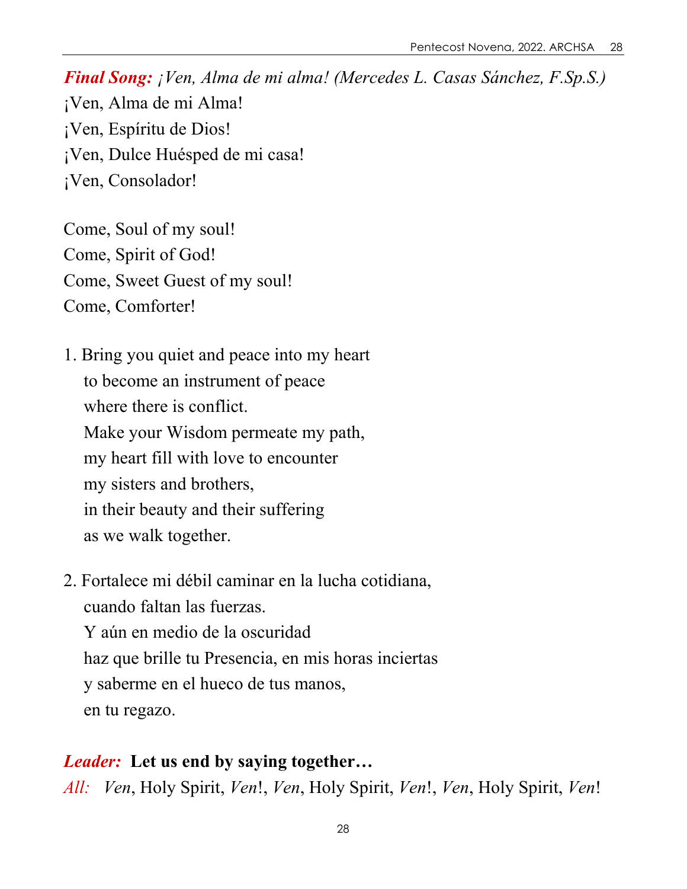***Final Song:*** *¡Ven, Alma de mi alma! (Mercedes L. Casas Sánchez, F.Sp.S.)*

¡Ven, Alma de mi Alma!
¡Ven, Espíritu de Dios!
¡Ven, Dulce Huésped de mi casa!
¡Ven, Consolador!

Come, Soul of my soul!
Come, Spirit of God!
Come, Sweet Guest of my soul!
Come, Comforter!

1. Bring you quiet and peace into my heart
   to become an instrument of peace
   where there is conflict.
   Make your Wisdom permeate my path,
   my heart fill with love to encounter
   my sisters and brothers,
   in their beauty and their suffering
   as we walk together.

2. Fortalece mi débil caminar en la lucha cotidiana,
   cuando faltan las fuerzas.
   Y aún en medio de la oscuridad
   haz que brille tu Presencia, en mis horas inciertas
   y saberme en el hueco de tus manos,
   en tu regazo.

***Leader:*** **Let us end by saying together…**

*All:* *Ven*, Holy Spirit, *Ven*!, *Ven*, Holy Spirit, *Ven*!, *Ven*, Holy Spirit, *Ven*!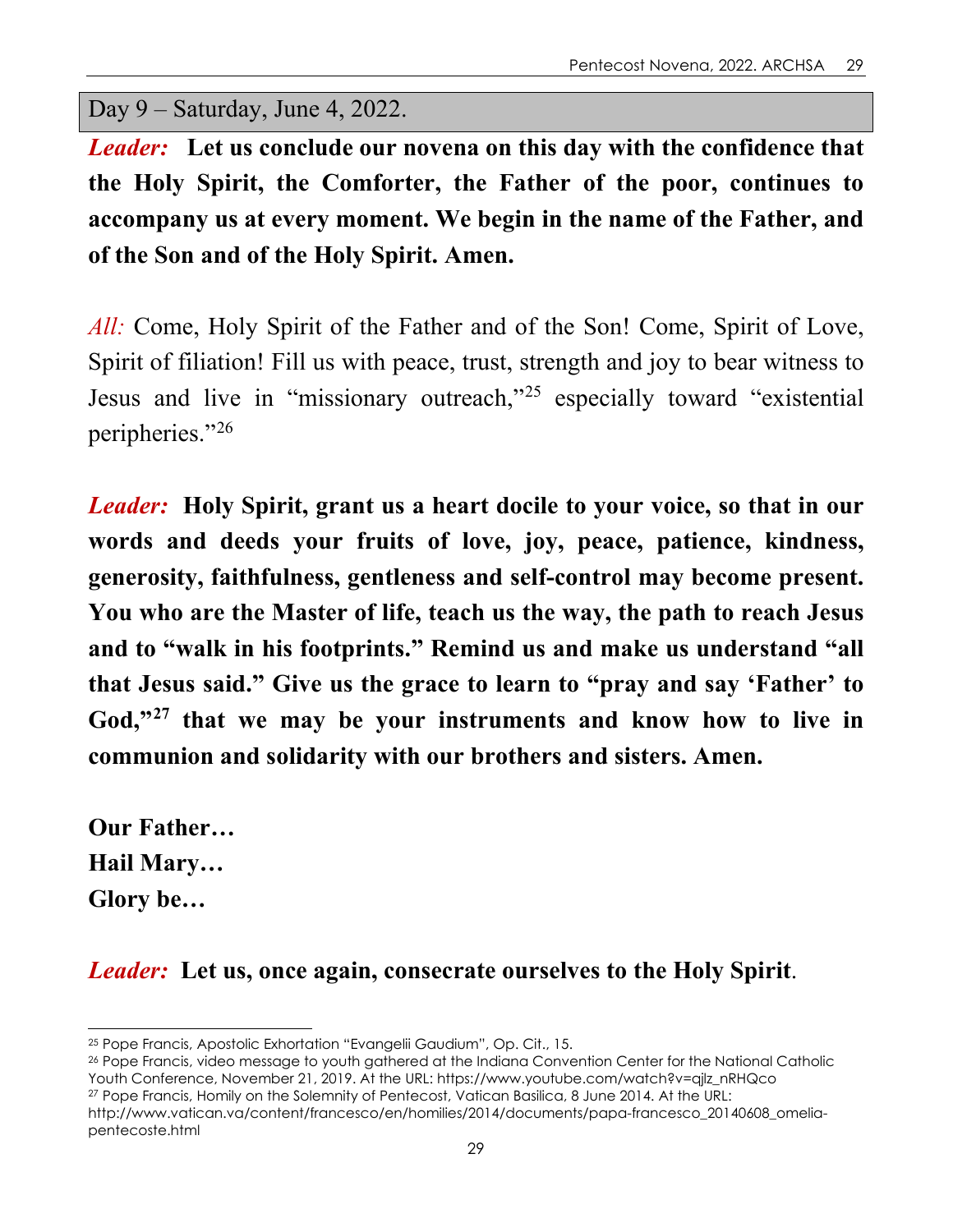## Day 9 – Saturday, June 4, 2022.

***Leader:*** **Let us conclude our novena on this day with the confidence that the Holy Spirit, the Comforter, the Father of the poor, continues to accompany us at every moment. We begin in the name of the Father, and of the Son and of the Holy Spirit. Amen.**

*All:* Come, Holy Spirit of the Father and of the Son! Come, Spirit of Love, Spirit of filiation! Fill us with peace, trust, strength and joy to bear witness to Jesus and live in "missionary outreach,"[25] especially toward "existential peripheries."[26]

***Leader:*** **Holy Spirit, grant us a heart docile to your voice, so that in our words and deeds your fruits of love, joy, peace, patience, kindness, generosity, faithfulness, gentleness and self-control may become present. You who are the Master of life, teach us the way, the path to reach Jesus and to "walk in his footprints." Remind us and make us understand "all that Jesus said." Give us the grace to learn to "pray and say 'Father' to God,"[27] that we may be your instruments and know how to live in communion and solidarity with our brothers and sisters. Amen.**

**Our Father…**
**Hail Mary…**
**Glory be…**

***Leader:*** **Let us, once again, consecrate ourselves to the Holy Spirit**.

---

[25] Pope Francis, Apostolic Exhortation "Evangelii Gaudium", Op. Cit., 15.

[26] Pope Francis, video message to youth gathered at the Indiana Convention Center for the National Catholic Youth Conference, November 21, 2019. At the URL: https://www.youtube.com/watch?v=qjlz_nRHQco

[27] Pope Francis, Homily on the Solemnity of Pentecost, Vatican Basilica, 8 June 2014. At the URL: http://www.vatican.va/content/francesco/en/homilies/2014/documents/papa-francesco_20140608_omelia-pentecoste.html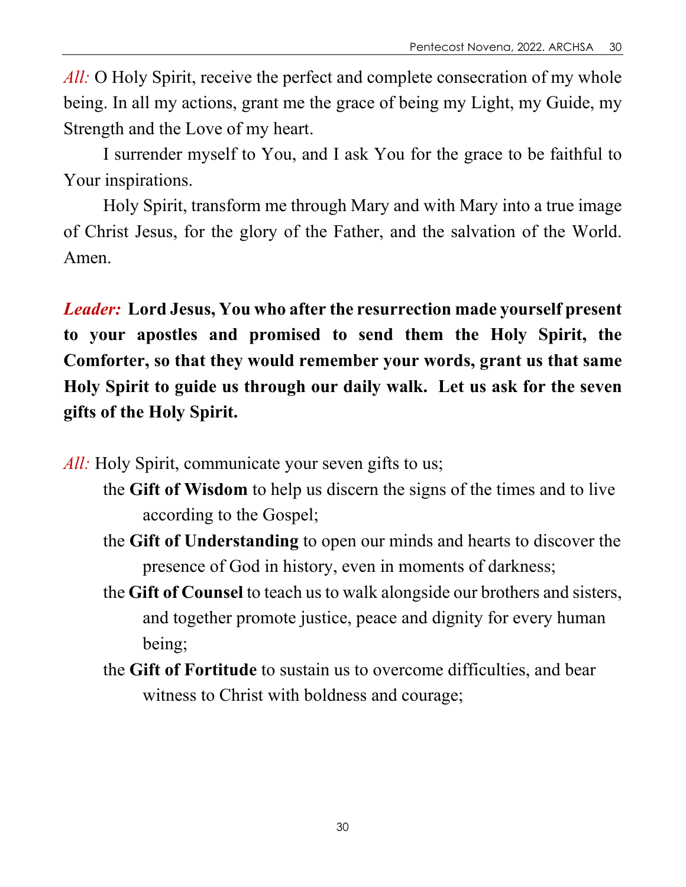*All:* O Holy Spirit, receive the perfect and complete consecration of my whole being. In all my actions, grant me the grace of being my Light, my Guide, my Strength and the Love of my heart.

I surrender myself to You, and I ask You for the grace to be faithful to Your inspirations.

Holy Spirit, transform me through Mary and with Mary into a true image of Christ Jesus, for the glory of the Father, and the salvation of the World. Amen.

***Leader:*** **Lord Jesus, You who after the resurrection made yourself present to your apostles and promised to send them the Holy Spirit, the Comforter, so that they would remember your words, grant us that same Holy Spirit to guide us through our daily walk. Let us ask for the seven gifts of the Holy Spirit.**

*All:* Holy Spirit, communicate your seven gifts to us;

the **Gift of Wisdom** to help us discern the signs of the times and to live according to the Gospel;

the **Gift of Understanding** to open our minds and hearts to discover the presence of God in history, even in moments of darkness;

the **Gift of Counsel** to teach us to walk alongside our brothers and sisters, and together promote justice, peace and dignity for every human being;

the **Gift of Fortitude** to sustain us to overcome difficulties, and bear witness to Christ with boldness and courage;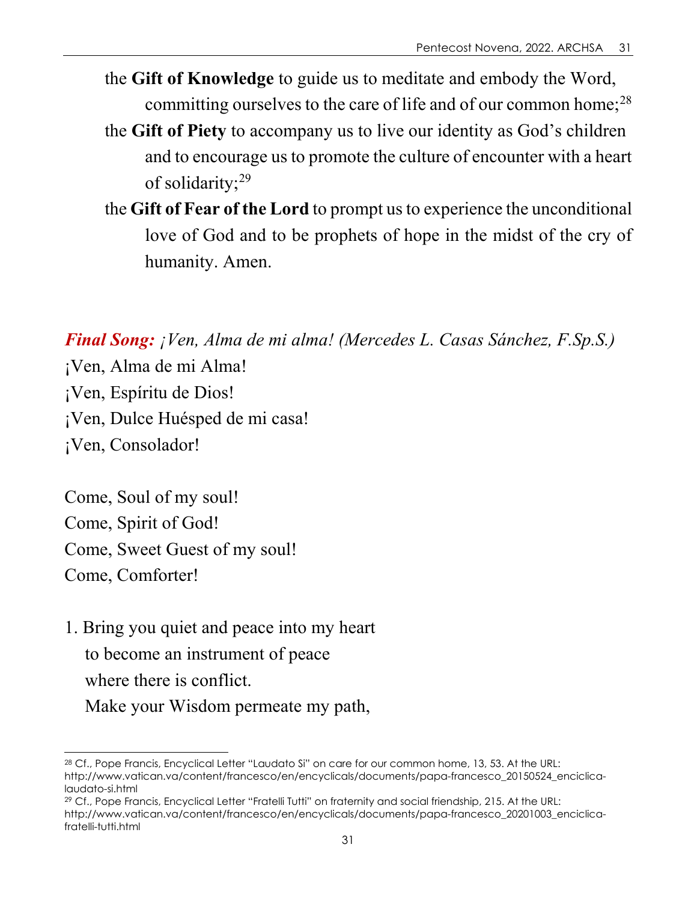the **Gift of Knowledge** to guide us to meditate and embody the Word, committing ourselves to the care of life and of our common home;[28]

the **Gift of Piety** to accompany us to live our identity as God's children and to encourage us to promote the culture of encounter with a heart of solidarity;[29]

the **Gift of Fear of the Lord** to prompt us to experience the unconditional love of God and to be prophets of hope in the midst of the cry of humanity. Amen.

***Final Song:*** *¡Ven, Alma de mi alma! (Mercedes L. Casas Sánchez, F.Sp.S.)*

¡Ven, Alma de mi Alma!
¡Ven, Espíritu de Dios!
¡Ven, Dulce Huésped de mi casa!
¡Ven, Consolador!

Come, Soul of my soul!
Come, Spirit of God!
Come, Sweet Guest of my soul!
Come, Comforter!

1. Bring you quiet and peace into my heart
   to become an instrument of peace
   where there is conflict.
   Make your Wisdom permeate my path,

---

[28] Cf., Pope Francis, Encyclical Letter "Laudato Si" on care for our common home, 13, 53. At the URL: http://www.vatican.va/content/francesco/en/encyclicals/documents/papa-francesco_20150524_enciclica-laudato-si.html

[29] Cf., Pope Francis, Encyclical Letter "Fratelli Tutti" on fraternity and social friendship, 215. At the URL: http://www.vatican.va/content/francesco/en/encyclicals/documents/papa-francesco_20201003_enciclica-fratelli-tutti.html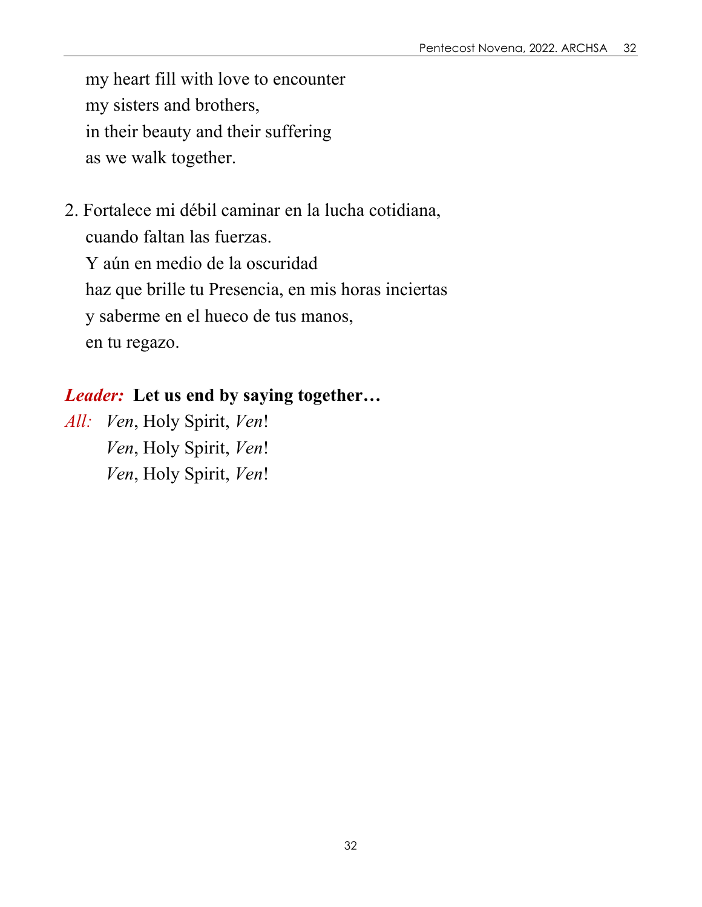my heart fill with love to encounter
my sisters and brothers,
in their beauty and their suffering
as we walk together.

2. Fortalece mi débil caminar en la lucha cotidiana,
cuando faltan las fuerzas.
Y aún en medio de la oscuridad
haz que brille tu Presencia, en mis horas inciertas
y saberme en el hueco de tus manos,
en tu regazo.

***Leader:*** **Let us end by saying together…**

*All:* *Ven*, Holy Spirit, *Ven*!
*Ven*, Holy Spirit, *Ven*!
*Ven*, Holy Spirit, *Ven*!